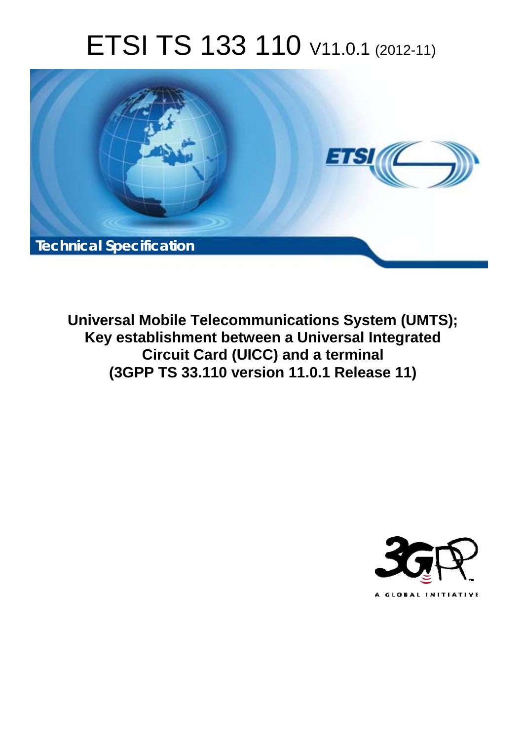# ETSI TS 133 110 V11.0.1 (2012-11)

**Technical Specification**

**Universal Mobile Telecommunications System (UMTS); Key establishment between a Universal Integrated Circuit Card (UICC) and a terminal (3GPP TS 33.110 version 11.0.1 Release 11)**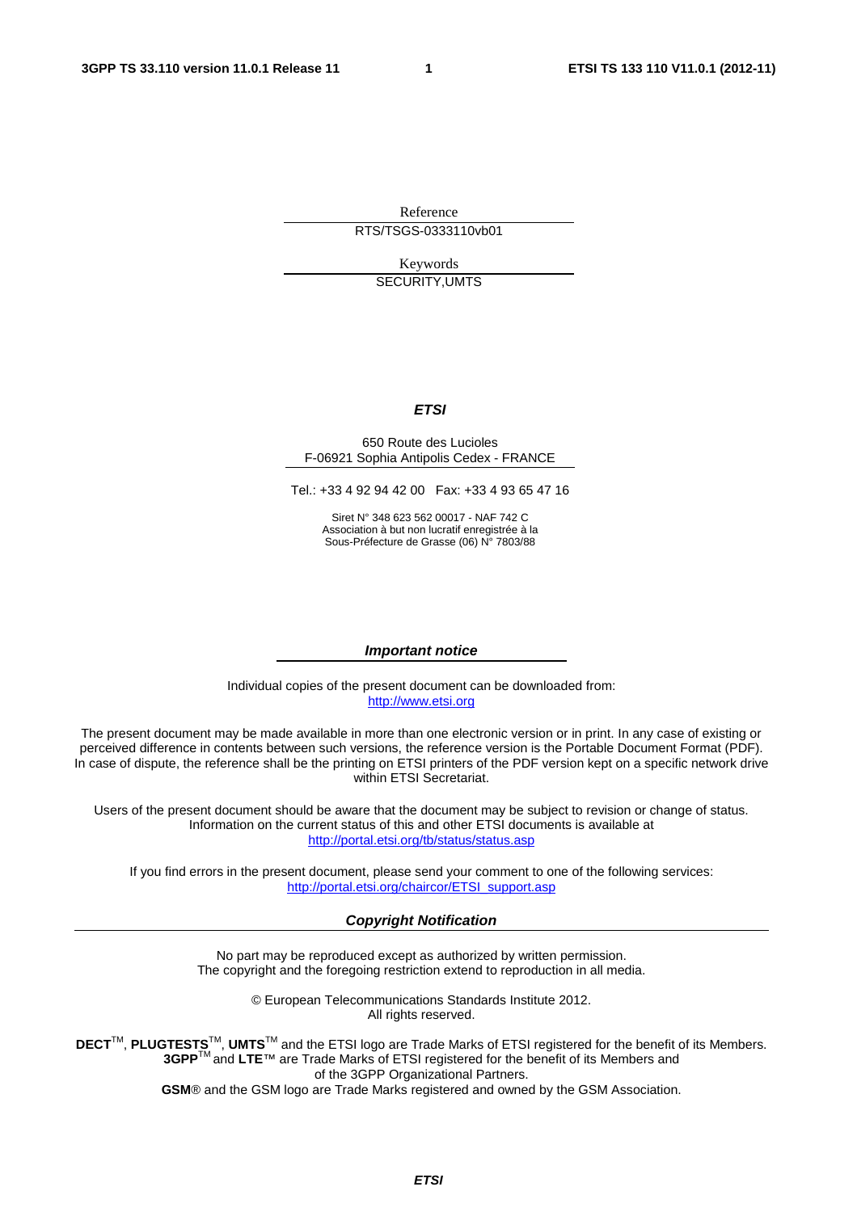Reference

RTS/TSGS-0333110vb01

Keywords

SECURITY,UMTS

***ETSI***

650 Route des Lucioles
F-06921 Sophia Antipolis Cedex - FRANCE

Tel.: +33 4 92 94 42 00   Fax: +33 4 93 65 47 16

Siret N° 348 623 562 00017 - NAF 742 C
Association à but non lucratif enregistrée à la
Sous-Préfecture de Grasse (06) N° 7803/88

***Important notice***

Individual copies of the present document can be downloaded from:
http://www.etsi.org

The present document may be made available in more than one electronic version or in print. In any case of existing or perceived difference in contents between such versions, the reference version is the Portable Document Format (PDF). In case of dispute, the reference shall be the printing on ETSI printers of the PDF version kept on a specific network drive within ETSI Secretariat.

Users of the present document should be aware that the document may be subject to revision or change of status. Information on the current status of this and other ETSI documents is available at
http://portal.etsi.org/tb/status/status.asp

If you find errors in the present document, please send your comment to one of the following services:
http://portal.etsi.org/chaircor/ETSI_support.asp

***Copyright Notification***

No part may be reproduced except as authorized by written permission.
The copyright and the foregoing restriction extend to reproduction in all media.

© European Telecommunications Standards Institute 2012.
All rights reserved.

**DECT**™, **PLUGTESTS**™, **UMTS**™ and the ETSI logo are Trade Marks of ETSI registered for the benefit of its Members.
**3GPP**™ and **LTE**™ are Trade Marks of ETSI registered for the benefit of its Members and of the 3GPP Organizational Partners.
**GSM**® and the GSM logo are Trade Marks registered and owned by the GSM Association.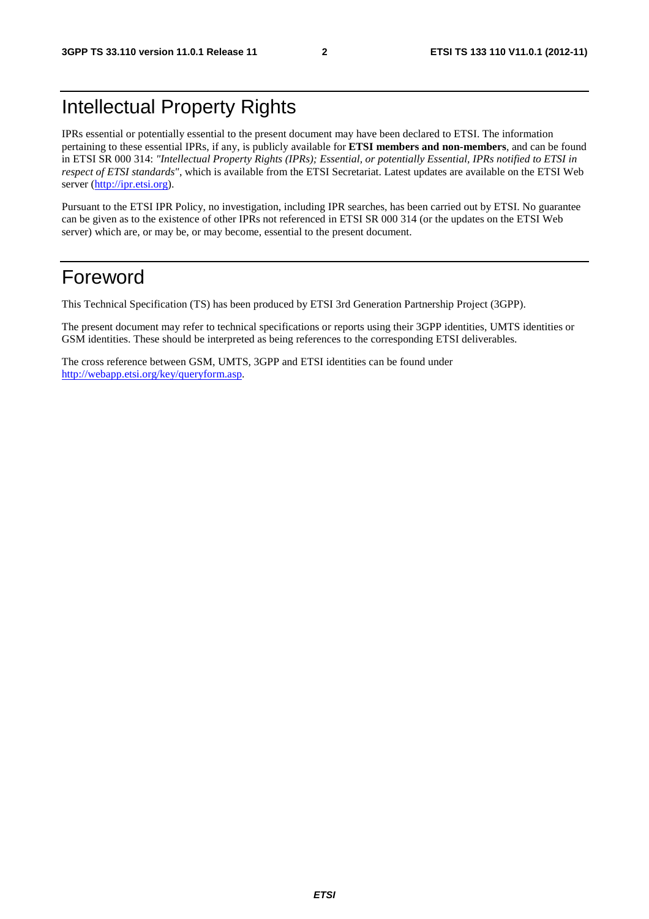# Intellectual Property Rights

IPRs essential or potentially essential to the present document may have been declared to ETSI. The information pertaining to these essential IPRs, if any, is publicly available for **ETSI members and non-members**, and can be found in ETSI SR 000 314: *"Intellectual Property Rights (IPRs); Essential, or potentially Essential, IPRs notified to ETSI in respect of ETSI standards"*, which is available from the ETSI Secretariat. Latest updates are available on the ETSI Web server (http://ipr.etsi.org).

Pursuant to the ETSI IPR Policy, no investigation, including IPR searches, has been carried out by ETSI. No guarantee can be given as to the existence of other IPRs not referenced in ETSI SR 000 314 (or the updates on the ETSI Web server) which are, or may be, or may become, essential to the present document.

# Foreword

This Technical Specification (TS) has been produced by ETSI 3rd Generation Partnership Project (3GPP).

The present document may refer to technical specifications or reports using their 3GPP identities, UMTS identities or GSM identities. These should be interpreted as being references to the corresponding ETSI deliverables.

The cross reference between GSM, UMTS, 3GPP and ETSI identities can be found under http://webapp.etsi.org/key/queryform.asp.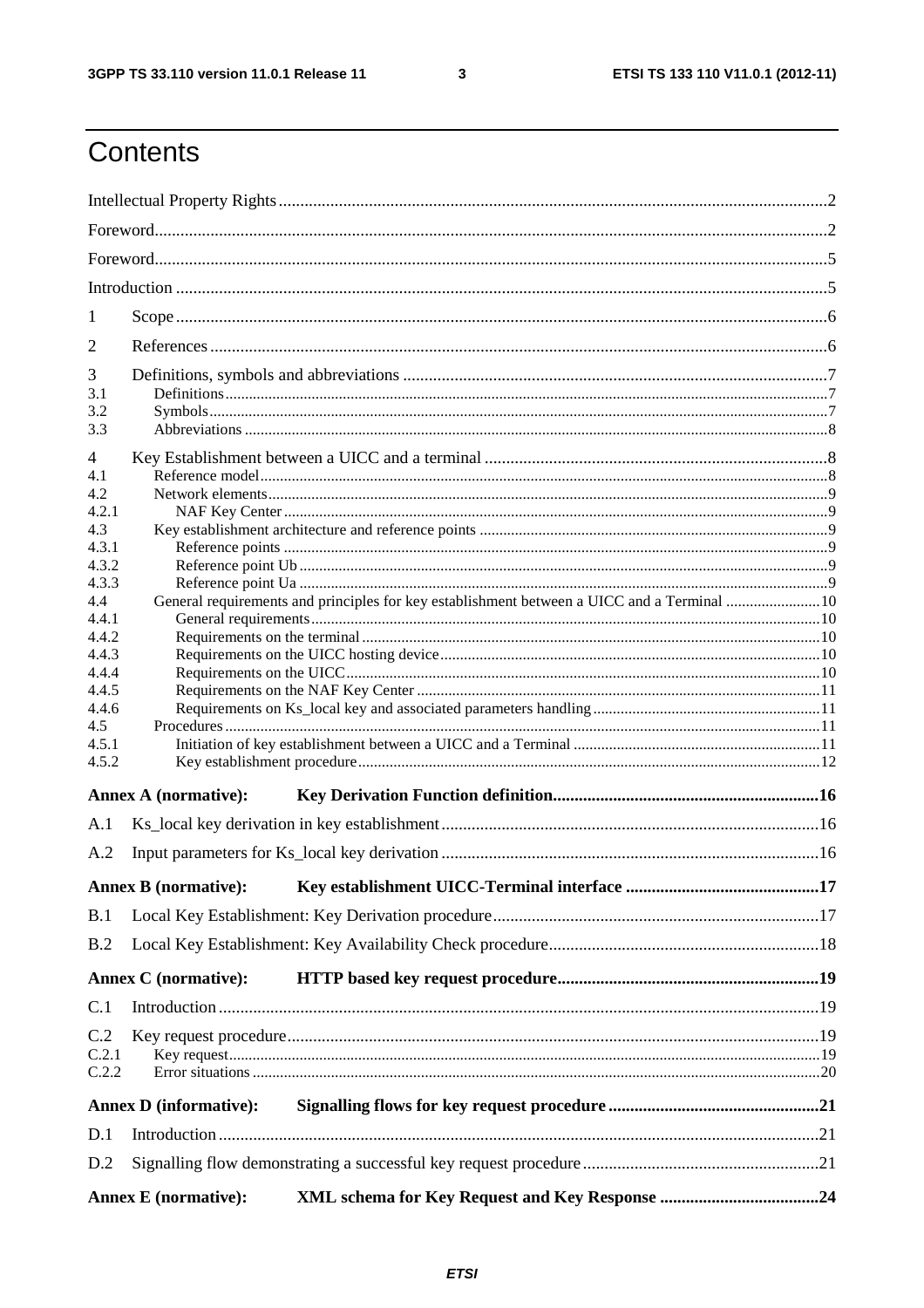# Contents

Intellectual Property Rights ..... 2
Foreword ..... 2
Foreword ..... 5
Introduction ..... 5
1 Scope ..... 6
2 References ..... 6
3 Definitions, symbols and abbreviations ..... 7
3.1 Definitions ..... 7
3.2 Symbols ..... 7
3.3 Abbreviations ..... 8
4 Key Establishment between a UICC and a terminal ..... 8
4.1 Reference model ..... 8
4.2 Network elements ..... 9
4.2.1 NAF Key Center ..... 9
4.3 Key establishment architecture and reference points ..... 9
4.3.1 Reference points ..... 9
4.3.2 Reference point Ub ..... 9
4.3.3 Reference point Ua ..... 9
4.4 General requirements and principles for key establishment between a UICC and a Terminal ..... 10
4.4.1 General requirements ..... 10
4.4.2 Requirements on the terminal ..... 10
4.4.3 Requirements on the UICC hosting device ..... 10
4.4.4 Requirements on the UICC ..... 10
4.4.5 Requirements on the NAF Key Center ..... 11
4.4.6 Requirements on Ks_local key and associated parameters handling ..... 11
4.5 Procedures ..... 11
4.5.1 Initiation of key establishment between a UICC and a Terminal ..... 11
4.5.2 Key establishment procedure ..... 12

**Annex A (normative): Key Derivation Function definition ..... 16**

A.1 Ks_local key derivation in key establishment ..... 16
A.2 Input parameters for Ks_local key derivation ..... 16

**Annex B (normative): Key establishment UICC-Terminal interface ..... 17**

B.1 Local Key Establishment: Key Derivation procedure ..... 17
B.2 Local Key Establishment: Key Availability Check procedure ..... 18

**Annex C (normative): HTTP based key request procedure ..... 19**

C.1 Introduction ..... 19
C.2 Key request procedure ..... 19
C.2.1 Key request ..... 19
C.2.2 Error situations ..... 20

**Annex D (informative): Signalling flows for key request procedure ..... 21**

D.1 Introduction ..... 21
D.2 Signalling flow demonstrating a successful key request procedure ..... 21

**Annex E (normative): XML schema for Key Request and Key Response ..... 24**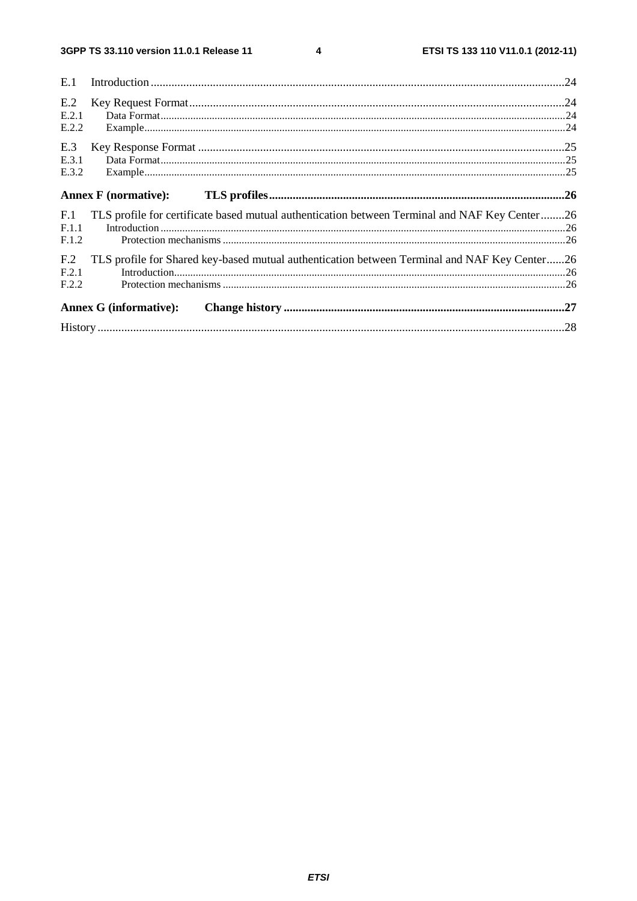E.1 Introduction .......................................................................................................................................... 24

E.2 Key Request Format ............................................................................................................................. 24
E.2.1 Data Format ...................................................................................................................................... 24
E.2.2 Example ............................................................................................................................................ 24

E.3 Key Response Format ........................................................................................................................... 25
E.3.1 Data Format ...................................................................................................................................... 25
E.3.2 Example ............................................................................................................................................ 25

**Annex F (normative): TLS profiles ................................................................................................. 26**

F.1 TLS profile for certificate based mutual authentication between Terminal and NAF Key Center ........ 26
F.1.1 Introduction ...................................................................................................................................... 26
F.1.2 Protection mechanisms ..................................................................................................................... 26

F.2 TLS profile for Shared key-based mutual authentication between Terminal and NAF Key Center ...... 26
F.2.1 Introduction ....................................................................................................................................... 26
F.2.2 Protection mechanisms ..................................................................................................................... 26

**Annex G (informative): Change history ............................................................................................ 27**

History ............................................................................................................................................................ 28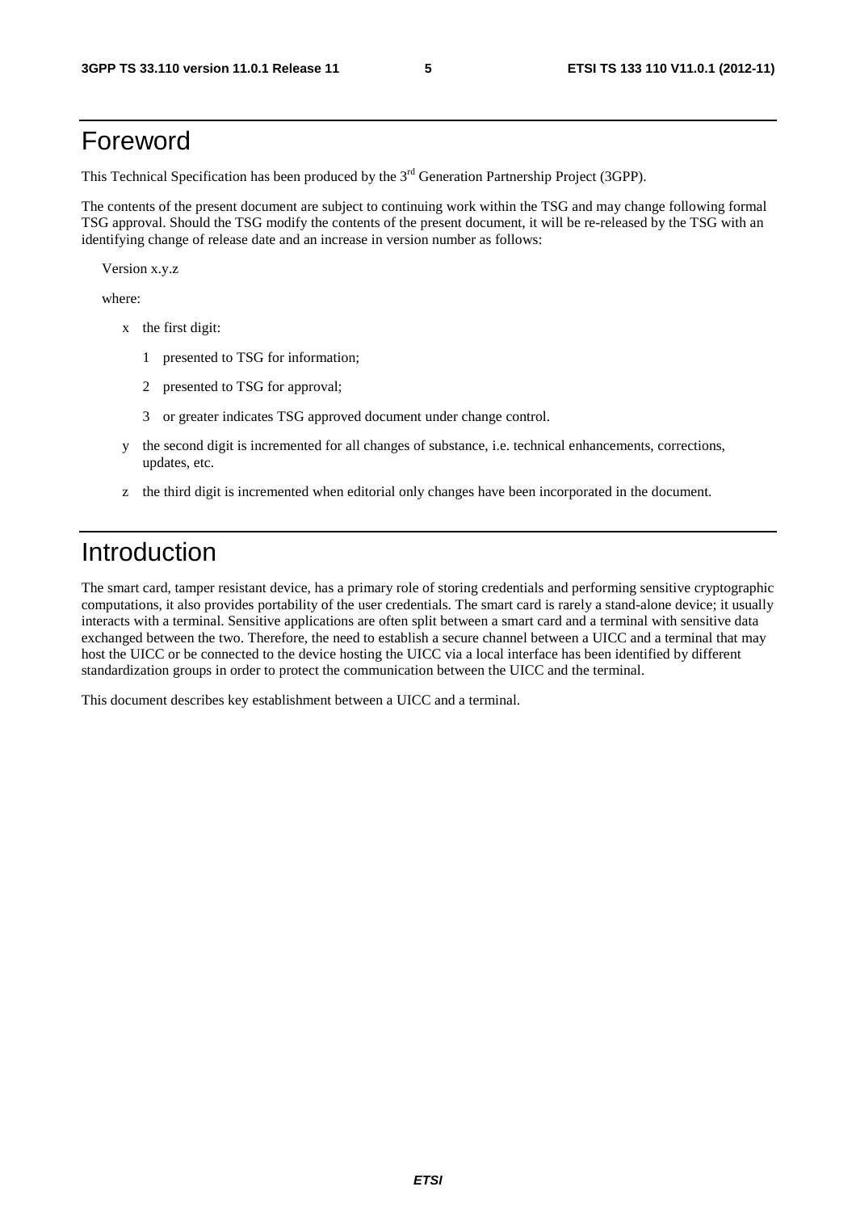# Foreword

This Technical Specification has been produced by the 3rd Generation Partnership Project (3GPP).

The contents of the present document are subject to continuing work within the TSG and may change following formal TSG approval. Should the TSG modify the contents of the present document, it will be re-released by the TSG with an identifying change of release date and an increase in version number as follows:

Version x.y.z

where:

- x the first digit:
  - 1 presented to TSG for information;
  - 2 presented to TSG for approval;
  - 3 or greater indicates TSG approved document under change control.
- y the second digit is incremented for all changes of substance, i.e. technical enhancements, corrections, updates, etc.
- z the third digit is incremented when editorial only changes have been incorporated in the document.

# Introduction

The smart card, tamper resistant device, has a primary role of storing credentials and performing sensitive cryptographic computations, it also provides portability of the user credentials. The smart card is rarely a stand-alone device; it usually interacts with a terminal. Sensitive applications are often split between a smart card and a terminal with sensitive data exchanged between the two. Therefore, the need to establish a secure channel between a UICC and a terminal that may host the UICC or be connected to the device hosting the UICC via a local interface has been identified by different standardization groups in order to protect the communication between the UICC and the terminal.

This document describes key establishment between a UICC and a terminal.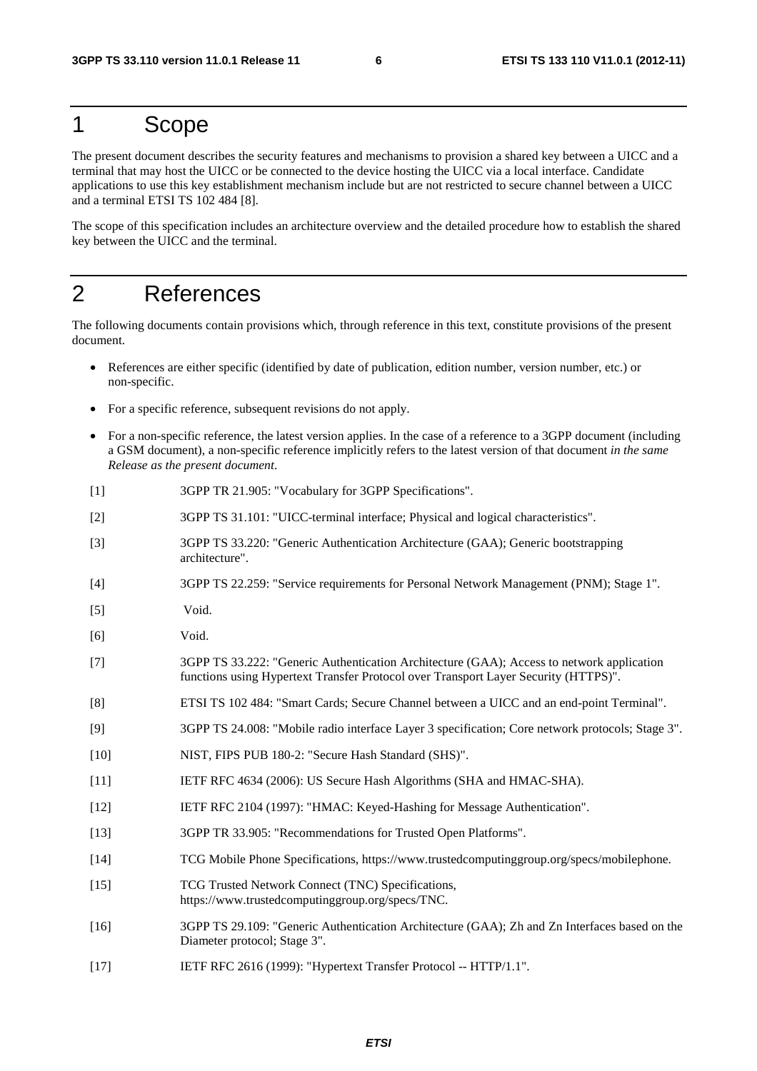# 1 Scope

The present document describes the security features and mechanisms to provision a shared key between a UICC and a terminal that may host the UICC or be connected to the device hosting the UICC via a local interface. Candidate applications to use this key establishment mechanism include but are not restricted to secure channel between a UICC and a terminal ETSI TS 102 484 [8].

The scope of this specification includes an architecture overview and the detailed procedure how to establish the shared key between the UICC and the terminal.

# 2 References

The following documents contain provisions which, through reference in this text, constitute provisions of the present document.

- References are either specific (identified by date of publication, edition number, version number, etc.) or non-specific.
- For a specific reference, subsequent revisions do not apply.
- For a non-specific reference, the latest version applies. In the case of a reference to a 3GPP document (including a GSM document), a non-specific reference implicitly refers to the latest version of that document *in the same Release as the present document*.

[1] 3GPP TR 21.905: "Vocabulary for 3GPP Specifications".

[2] 3GPP TS 31.101: "UICC-terminal interface; Physical and logical characteristics".

[3] 3GPP TS 33.220: "Generic Authentication Architecture (GAA); Generic bootstrapping architecture".

[4] 3GPP TS 22.259: "Service requirements for Personal Network Management (PNM); Stage 1".

[5] Void.

[6] Void.

[7] 3GPP TS 33.222: "Generic Authentication Architecture (GAA); Access to network application functions using Hypertext Transfer Protocol over Transport Layer Security (HTTPS)".

[8] ETSI TS 102 484: "Smart Cards; Secure Channel between a UICC and an end-point Terminal".

[9] 3GPP TS 24.008: "Mobile radio interface Layer 3 specification; Core network protocols; Stage 3".

[10] NIST, FIPS PUB 180-2: "Secure Hash Standard (SHS)".

[11] IETF RFC 4634 (2006): US Secure Hash Algorithms (SHA and HMAC-SHA).

[12] IETF RFC 2104 (1997): "HMAC: Keyed-Hashing for Message Authentication".

[13] 3GPP TR 33.905: "Recommendations for Trusted Open Platforms".

[14] TCG Mobile Phone Specifications, https://www.trustedcomputinggroup.org/specs/mobilephone.

[15] TCG Trusted Network Connect (TNC) Specifications, https://www.trustedcomputinggroup.org/specs/TNC.

[16] 3GPP TS 29.109: "Generic Authentication Architecture (GAA); Zh and Zn Interfaces based on the Diameter protocol; Stage 3".

[17] IETF RFC 2616 (1999): "Hypertext Transfer Protocol -- HTTP/1.1".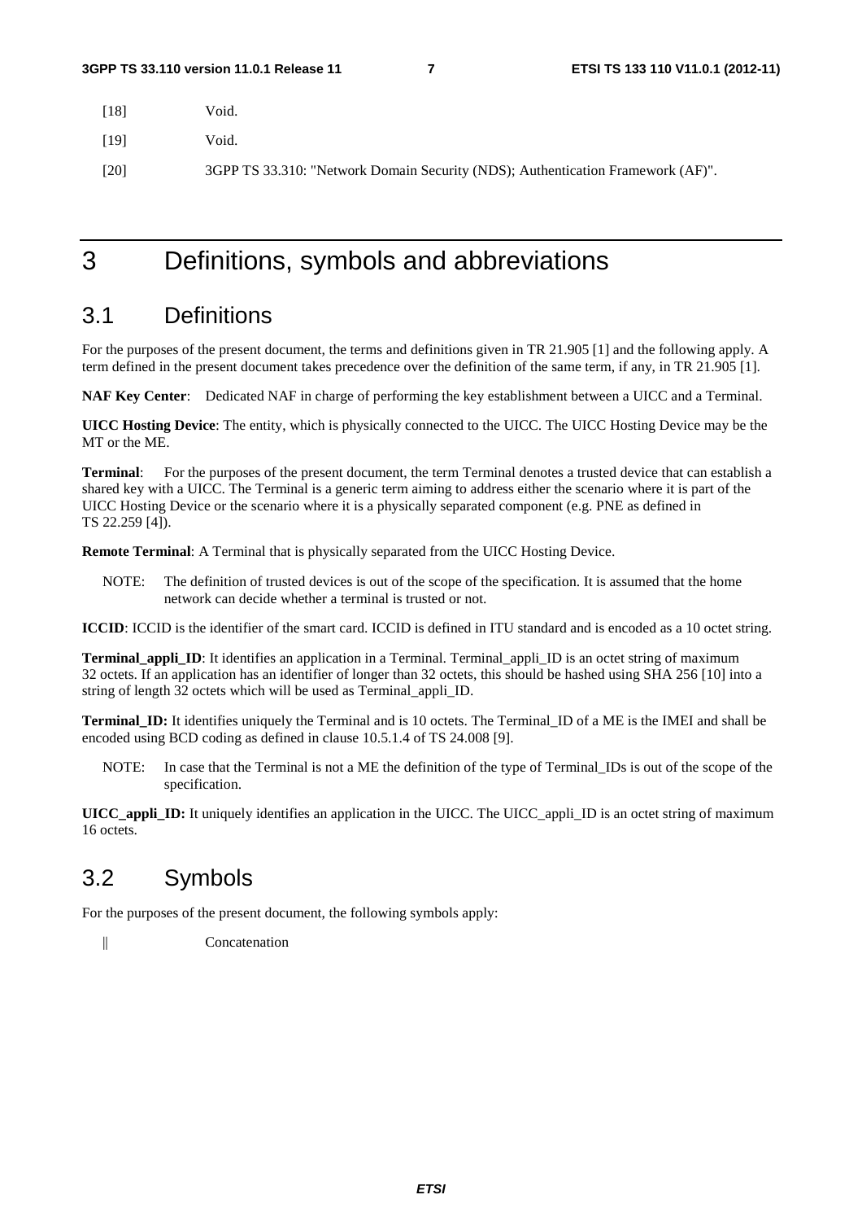[18] Void.

[19] Void.

[20] 3GPP TS 33.310: "Network Domain Security (NDS); Authentication Framework (AF)".

# 3 Definitions, symbols and abbreviations

## 3.1 Definitions

For the purposes of the present document, the terms and definitions given in TR 21.905 [1] and the following apply. A term defined in the present document takes precedence over the definition of the same term, if any, in TR 21.905 [1].

**NAF Key Center**: Dedicated NAF in charge of performing the key establishment between a UICC and a Terminal.

**UICC Hosting Device**: The entity, which is physically connected to the UICC. The UICC Hosting Device may be the MT or the ME.

**Terminal**: For the purposes of the present document, the term Terminal denotes a trusted device that can establish a shared key with a UICC. The Terminal is a generic term aiming to address either the scenario where it is part of the UICC Hosting Device or the scenario where it is a physically separated component (e.g. PNE as defined in TS 22.259 [4]).

**Remote Terminal**: A Terminal that is physically separated from the UICC Hosting Device.

NOTE: The definition of trusted devices is out of the scope of the specification. It is assumed that the home network can decide whether a terminal is trusted or not.

**ICCID**: ICCID is the identifier of the smart card. ICCID is defined in ITU standard and is encoded as a 10 octet string.

**Terminal_appli_ID**: It identifies an application in a Terminal. Terminal_appli_ID is an octet string of maximum 32 octets. If an application has an identifier of longer than 32 octets, this should be hashed using SHA 256 [10] into a string of length 32 octets which will be used as Terminal_appli_ID.

**Terminal_ID:** It identifies uniquely the Terminal and is 10 octets. The Terminal_ID of a ME is the IMEI and shall be encoded using BCD coding as defined in clause 10.5.1.4 of TS 24.008 [9].

NOTE: In case that the Terminal is not a ME the definition of the type of Terminal_IDs is out of the scope of the specification.

**UICC_appli_ID:** It uniquely identifies an application in the UICC. The UICC_appli_ID is an octet string of maximum 16 octets.

## 3.2 Symbols

For the purposes of the present document, the following symbols apply:

|| Concatenation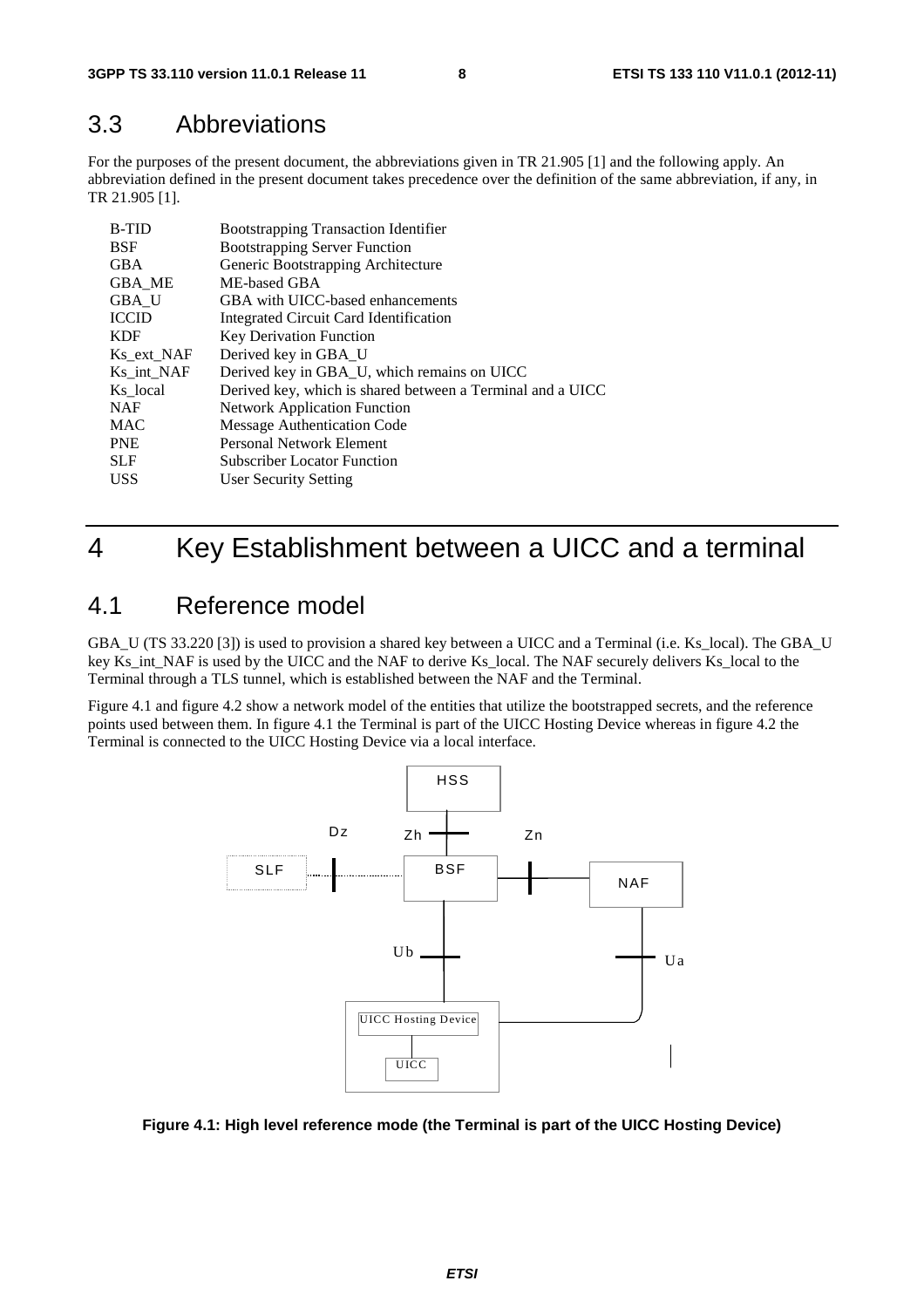## 3.3 Abbreviations

For the purposes of the present document, the abbreviations given in TR 21.905 [1] and the following apply. An abbreviation defined in the present document takes precedence over the definition of the same abbreviation, if any, in TR 21.905 [1].

| | |
|---|---|
| B-TID | Bootstrapping Transaction Identifier |
| BSF | Bootstrapping Server Function |
| GBA | Generic Bootstrapping Architecture |
| GBA_ME | ME-based GBA |
| GBA_U | GBA with UICC-based enhancements |
| ICCID | Integrated Circuit Card Identification |
| KDF | Key Derivation Function |
| Ks_ext_NAF | Derived key in GBA_U |
| Ks_int_NAF | Derived key in GBA_U, which remains on UICC |
| Ks_local | Derived key, which is shared between a Terminal and a UICC |
| NAF | Network Application Function |
| MAC | Message Authentication Code |
| PNE | Personal Network Element |
| SLF | Subscriber Locator Function |
| USS | User Security Setting |

# 4 Key Establishment between a UICC and a terminal

## 4.1 Reference model

GBA_U (TS 33.220 [3]) is used to provision a shared key between a UICC and a Terminal (i.e. Ks_local). The GBA_U key Ks_int_NAF is used by the UICC and the NAF to derive Ks_local. The NAF securely delivers Ks_local to the Terminal through a TLS tunnel, which is established between the NAF and the Terminal.

Figure 4.1 and figure 4.2 show a network model of the entities that utilize the bootstrapped secrets, and the reference points used between them. In figure 4.1 the Terminal is part of the UICC Hosting Device whereas in figure 4.2 the Terminal is connected to the UICC Hosting Device via a local interface.

**Figure 4.1: High level reference mode (the Terminal is part of the UICC Hosting Device)**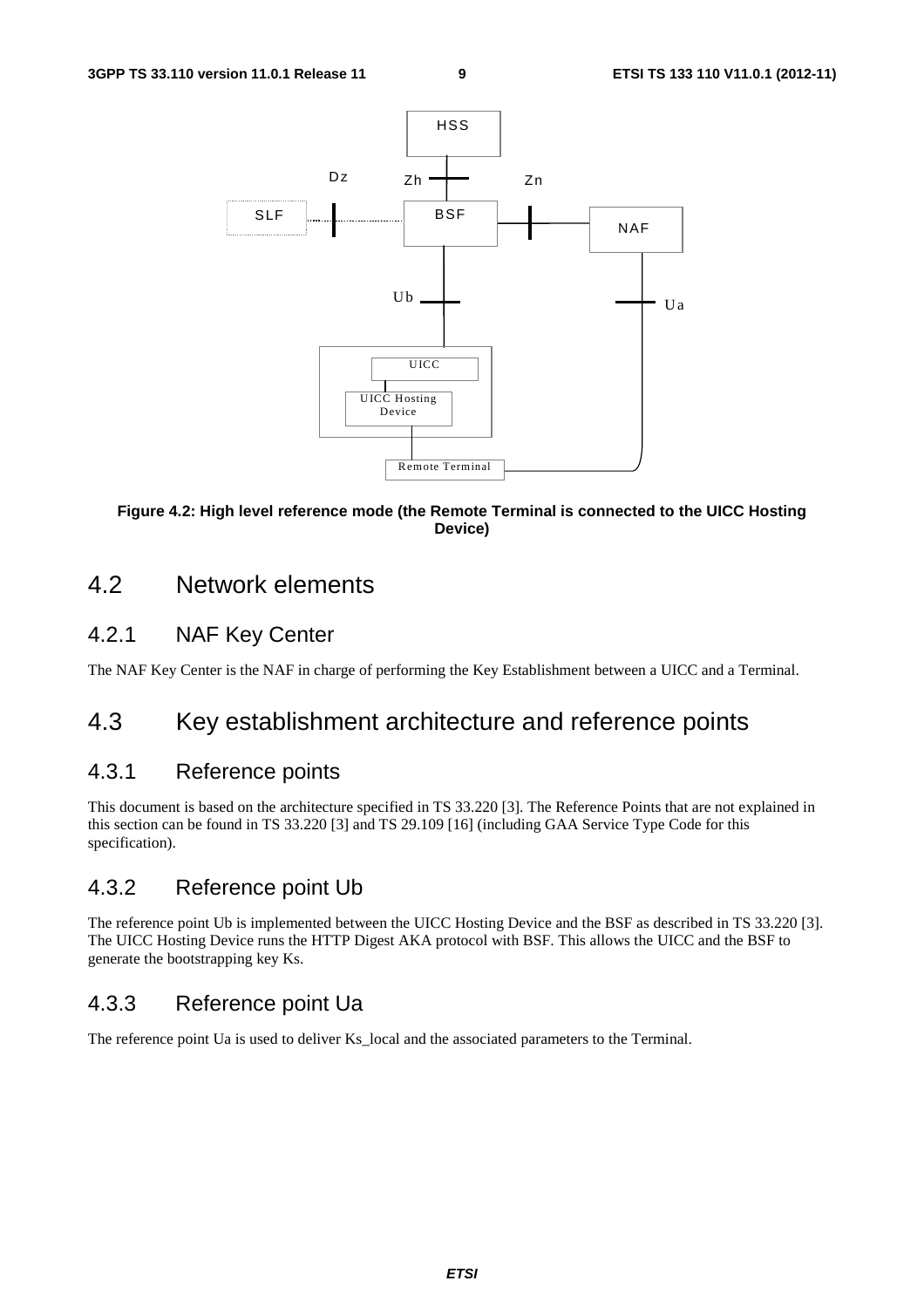**Figure 4.2: High level reference mode (the Remote Terminal is connected to the UICC Hosting Device)**

## 4.2 Network elements

### 4.2.1 NAF Key Center

The NAF Key Center is the NAF in charge of performing the Key Establishment between a UICC and a Terminal.

## 4.3 Key establishment architecture and reference points

### 4.3.1 Reference points

This document is based on the architecture specified in TS 33.220 [3]. The Reference Points that are not explained in this section can be found in TS 33.220 [3] and TS 29.109 [16] (including GAA Service Type Code for this specification).

### 4.3.2 Reference point Ub

The reference point Ub is implemented between the UICC Hosting Device and the BSF as described in TS 33.220 [3]. The UICC Hosting Device runs the HTTP Digest AKA protocol with BSF. This allows the UICC and the BSF to generate the bootstrapping key Ks.

### 4.3.3 Reference point Ua

The reference point Ua is used to deliver Ks_local and the associated parameters to the Terminal.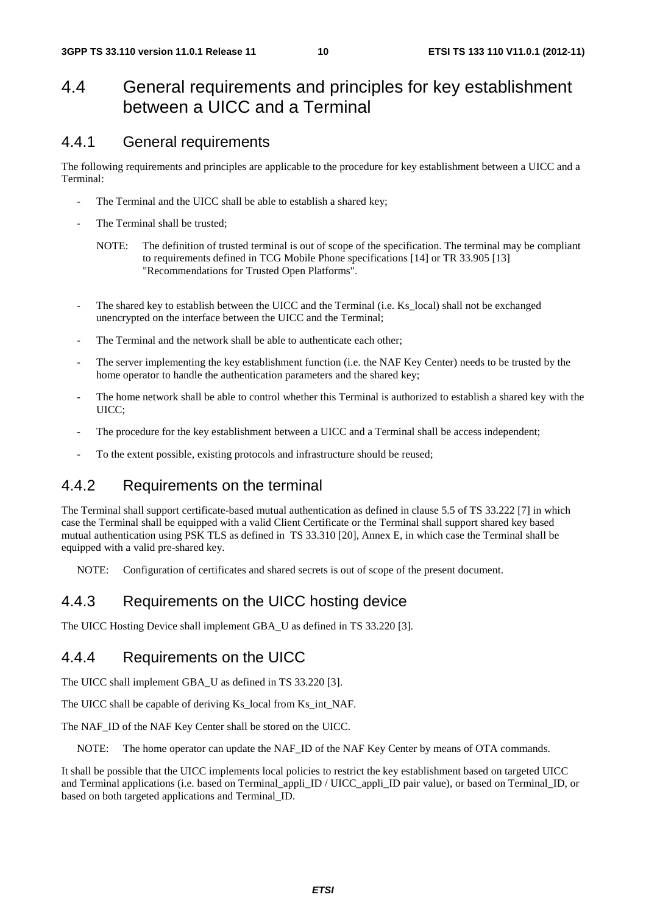## 4.4 General requirements and principles for key establishment between a UICC and a Terminal

### 4.4.1 General requirements

The following requirements and principles are applicable to the procedure for key establishment between a UICC and a Terminal:

- The Terminal and the UICC shall be able to establish a shared key;
- The Terminal shall be trusted;

  NOTE: The definition of trusted terminal is out of scope of the specification. The terminal may be compliant to requirements defined in TCG Mobile Phone specifications [14] or TR 33.905 [13] "Recommendations for Trusted Open Platforms".

- The shared key to establish between the UICC and the Terminal (i.e. Ks_local) shall not be exchanged unencrypted on the interface between the UICC and the Terminal;
- The Terminal and the network shall be able to authenticate each other;
- The server implementing the key establishment function (i.e. the NAF Key Center) needs to be trusted by the home operator to handle the authentication parameters and the shared key;
- The home network shall be able to control whether this Terminal is authorized to establish a shared key with the UICC;
- The procedure for the key establishment between a UICC and a Terminal shall be access independent;
- To the extent possible, existing protocols and infrastructure should be reused;

### 4.4.2 Requirements on the terminal

The Terminal shall support certificate-based mutual authentication as defined in clause 5.5 of TS 33.222 [7] in which case the Terminal shall be equipped with a valid Client Certificate or the Terminal shall support shared key based mutual authentication using PSK TLS as defined in TS 33.310 [20], Annex E, in which case the Terminal shall be equipped with a valid pre-shared key.

NOTE: Configuration of certificates and shared secrets is out of scope of the present document.

### 4.4.3 Requirements on the UICC hosting device

The UICC Hosting Device shall implement GBA_U as defined in TS 33.220 [3].

### 4.4.4 Requirements on the UICC

The UICC shall implement GBA_U as defined in TS 33.220 [3].

The UICC shall be capable of deriving Ks_local from Ks_int_NAF.

The NAF_ID of the NAF Key Center shall be stored on the UICC.

NOTE: The home operator can update the NAF_ID of the NAF Key Center by means of OTA commands.

It shall be possible that the UICC implements local policies to restrict the key establishment based on targeted UICC and Terminal applications (i.e. based on Terminal_appli_ID / UICC_appli_ID pair value), or based on Terminal_ID, or based on both targeted applications and Terminal_ID.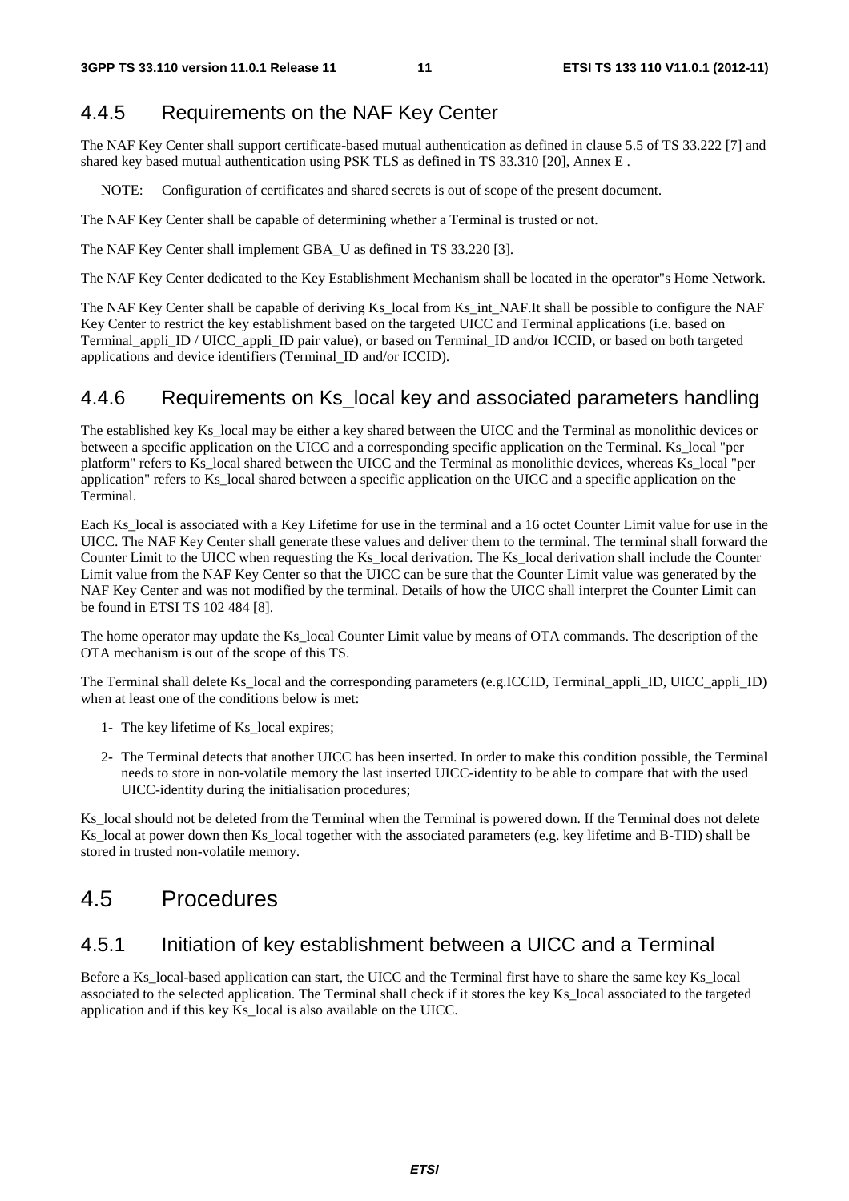### 4.4.5 Requirements on the NAF Key Center

The NAF Key Center shall support certificate-based mutual authentication as defined in clause 5.5 of TS 33.222 [7] and shared key based mutual authentication using PSK TLS as defined in TS 33.310 [20], Annex E .

NOTE: Configuration of certificates and shared secrets is out of scope of the present document.

The NAF Key Center shall be capable of determining whether a Terminal is trusted or not.

The NAF Key Center shall implement GBA_U as defined in TS 33.220 [3].

The NAF Key Center dedicated to the Key Establishment Mechanism shall be located in the operator"s Home Network.

The NAF Key Center shall be capable of deriving Ks_local from Ks_int_NAF.It shall be possible to configure the NAF Key Center to restrict the key establishment based on the targeted UICC and Terminal applications (i.e. based on Terminal_appli_ID / UICC_appli_ID pair value), or based on Terminal_ID and/or ICCID, or based on both targeted applications and device identifiers (Terminal_ID and/or ICCID).

### 4.4.6 Requirements on Ks_local key and associated parameters handling

The established key Ks_local may be either a key shared between the UICC and the Terminal as monolithic devices or between a specific application on the UICC and a corresponding specific application on the Terminal. Ks_local "per platform" refers to Ks_local shared between the UICC and the Terminal as monolithic devices, whereas Ks_local "per application" refers to Ks_local shared between a specific application on the UICC and a specific application on the Terminal.

Each Ks_local is associated with a Key Lifetime for use in the terminal and a 16 octet Counter Limit value for use in the UICC. The NAF Key Center shall generate these values and deliver them to the terminal. The terminal shall forward the Counter Limit to the UICC when requesting the Ks_local derivation. The Ks_local derivation shall include the Counter Limit value from the NAF Key Center so that the UICC can be sure that the Counter Limit value was generated by the NAF Key Center and was not modified by the terminal. Details of how the UICC shall interpret the Counter Limit can be found in ETSI TS 102 484 [8].

The home operator may update the Ks_local Counter Limit value by means of OTA commands. The description of the OTA mechanism is out of the scope of this TS.

The Terminal shall delete Ks_local and the corresponding parameters (e.g.ICCID, Terminal_appli_ID, UICC_appli_ID) when at least one of the conditions below is met:

1- The key lifetime of Ks_local expires;

2- The Terminal detects that another UICC has been inserted. In order to make this condition possible, the Terminal needs to store in non-volatile memory the last inserted UICC-identity to be able to compare that with the used UICC-identity during the initialisation procedures;

Ks_local should not be deleted from the Terminal when the Terminal is powered down. If the Terminal does not delete Ks_local at power down then Ks_local together with the associated parameters (e.g. key lifetime and B-TID) shall be stored in trusted non-volatile memory.

## 4.5 Procedures

### 4.5.1 Initiation of key establishment between a UICC and a Terminal

Before a Ks_local-based application can start, the UICC and the Terminal first have to share the same key Ks_local associated to the selected application. The Terminal shall check if it stores the key Ks_local associated to the targeted application and if this key Ks_local is also available on the UICC.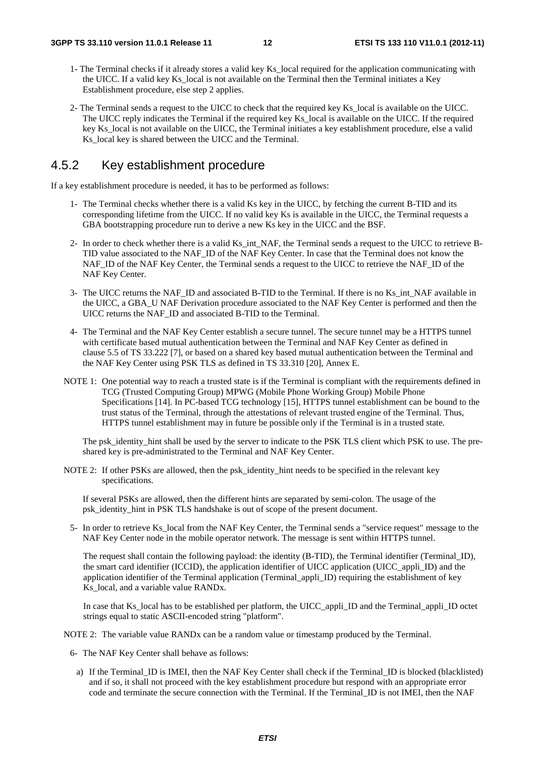1- The Terminal checks if it already stores a valid key Ks_local required for the application communicating with the UICC. If a valid key Ks_local is not available on the Terminal then the Terminal initiates a Key Establishment procedure, else step 2 applies.

2- The Terminal sends a request to the UICC to check that the required key Ks_local is available on the UICC. The UICC reply indicates the Terminal if the required key Ks_local is available on the UICC. If the required key Ks_local is not available on the UICC, the Terminal initiates a key establishment procedure, else a valid Ks_local key is shared between the UICC and the Terminal.

## 4.5.2 Key establishment procedure

If a key establishment procedure is needed, it has to be performed as follows:

1- The Terminal checks whether there is a valid Ks key in the UICC, by fetching the current B-TID and its corresponding lifetime from the UICC. If no valid key Ks is available in the UICC, the Terminal requests a GBA bootstrapping procedure run to derive a new Ks key in the UICC and the BSF.

2- In order to check whether there is a valid Ks_int_NAF, the Terminal sends a request to the UICC to retrieve B-TID value associated to the NAF_ID of the NAF Key Center. In case that the Terminal does not know the NAF_ID of the NAF Key Center, the Terminal sends a request to the UICC to retrieve the NAF_ID of the NAF Key Center.

3- The UICC returns the NAF_ID and associated B-TID to the Terminal. If there is no Ks_int_NAF available in the UICC, a GBA_U NAF Derivation procedure associated to the NAF Key Center is performed and then the UICC returns the NAF_ID and associated B-TID to the Terminal.

4- The Terminal and the NAF Key Center establish a secure tunnel. The secure tunnel may be a HTTPS tunnel with certificate based mutual authentication between the Terminal and NAF Key Center as defined in clause 5.5 of TS 33.222 [7], or based on a shared key based mutual authentication between the Terminal and the NAF Key Center using PSK TLS as defined in TS 33.310 [20], Annex E.

NOTE 1: One potential way to reach a trusted state is if the Terminal is compliant with the requirements defined in TCG (Trusted Computing Group) MPWG (Mobile Phone Working Group) Mobile Phone Specifications [14]. In PC-based TCG technology [15], HTTPS tunnel establishment can be bound to the trust status of the Terminal, through the attestations of relevant trusted engine of the Terminal. Thus, HTTPS tunnel establishment may in future be possible only if the Terminal is in a trusted state.

The psk_identity_hint shall be used by the server to indicate to the PSK TLS client which PSK to use. The pre-shared key is pre-administrated to the Terminal and NAF Key Center.

NOTE 2: If other PSKs are allowed, then the psk_identity_hint needs to be specified in the relevant key specifications.

If several PSKs are allowed, then the different hints are separated by semi-colon. The usage of the psk_identity_hint in PSK TLS handshake is out of scope of the present document.

5- In order to retrieve Ks_local from the NAF Key Center, the Terminal sends a "service request" message to the NAF Key Center node in the mobile operator network. The message is sent within HTTPS tunnel.

The request shall contain the following payload: the identity (B-TID), the Terminal identifier (Terminal_ID), the smart card identifier (ICCID), the application identifier of UICC application (UICC_appli_ID) and the application identifier of the Terminal application (Terminal_appli_ID) requiring the establishment of key Ks_local, and a variable value RANDx.

In case that Ks_local has to be established per platform, the UICC_appli_ID and the Terminal_appli_ID octet strings equal to static ASCII-encoded string "platform".

NOTE 2: The variable value RANDx can be a random value or timestamp produced by the Terminal.

6- The NAF Key Center shall behave as follows:

a) If the Terminal_ID is IMEI, then the NAF Key Center shall check if the Terminal_ID is blocked (blacklisted) and if so, it shall not proceed with the key establishment procedure but respond with an appropriate error code and terminate the secure connection with the Terminal. If the Terminal_ID is not IMEI, then the NAF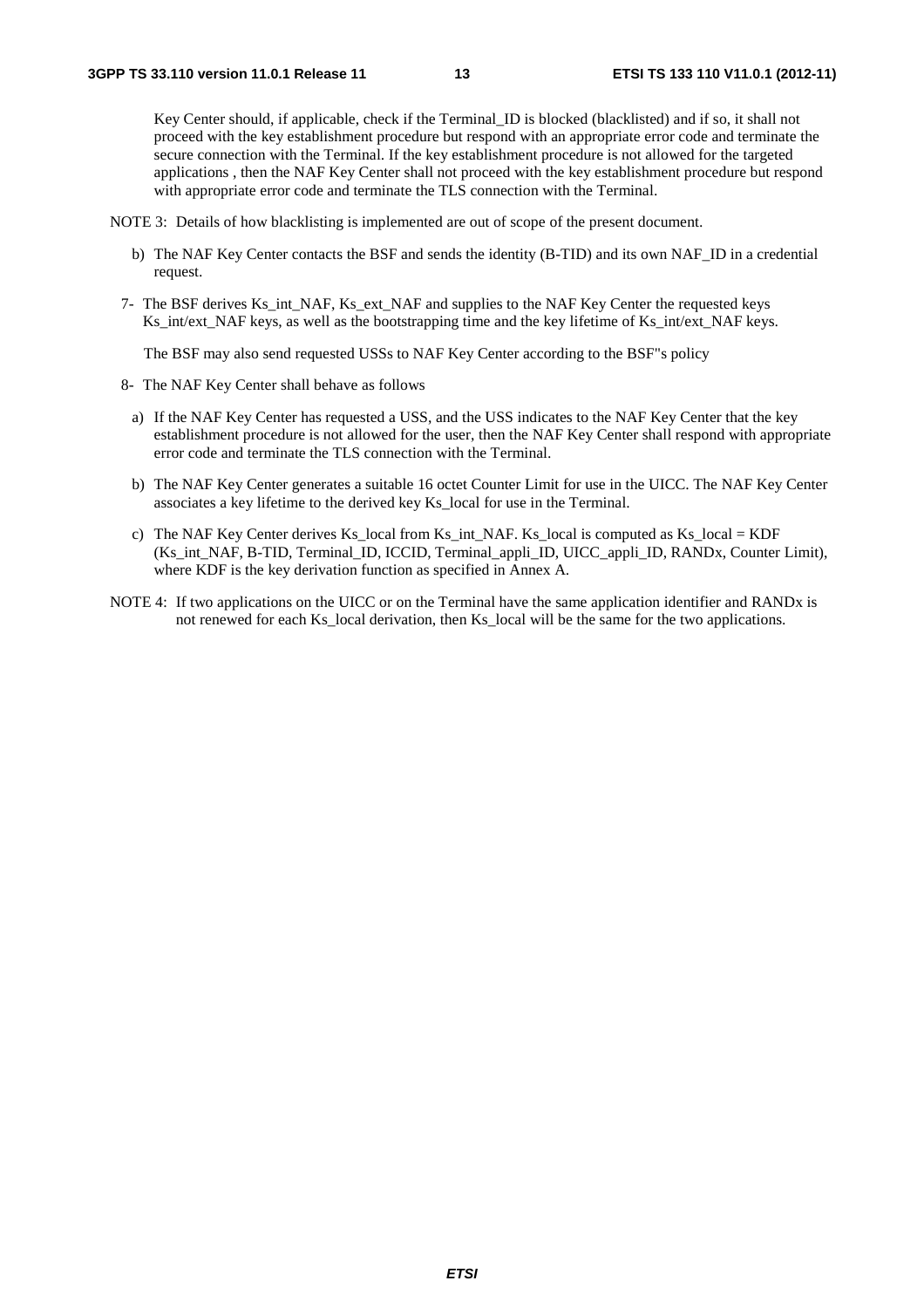Key Center should, if applicable, check if the Terminal_ID is blocked (blacklisted) and if so, it shall not proceed with the key establishment procedure but respond with an appropriate error code and terminate the secure connection with the Terminal. If the key establishment procedure is not allowed for the targeted applications , then the NAF Key Center shall not proceed with the key establishment procedure but respond with appropriate error code and terminate the TLS connection with the Terminal.

NOTE 3: Details of how blacklisting is implemented are out of scope of the present document.

b) The NAF Key Center contacts the BSF and sends the identity (B-TID) and its own NAF_ID in a credential request.

7- The BSF derives Ks_int_NAF, Ks_ext_NAF and supplies to the NAF Key Center the requested keys Ks_int/ext_NAF keys, as well as the bootstrapping time and the key lifetime of Ks_int/ext_NAF keys.

The BSF may also send requested USSs to NAF Key Center according to the BSF"s policy

8- The NAF Key Center shall behave as follows

a) If the NAF Key Center has requested a USS, and the USS indicates to the NAF Key Center that the key establishment procedure is not allowed for the user, then the NAF Key Center shall respond with appropriate error code and terminate the TLS connection with the Terminal.

b) The NAF Key Center generates a suitable 16 octet Counter Limit for use in the UICC. The NAF Key Center associates a key lifetime to the derived key Ks_local for use in the Terminal.

c) The NAF Key Center derives Ks_local from Ks_int_NAF. Ks_local is computed as Ks_local = KDF (Ks_int_NAF, B-TID, Terminal_ID, ICCID, Terminal_appli_ID, UICC_appli_ID, RANDx, Counter Limit), where KDF is the key derivation function as specified in Annex A.

NOTE 4: If two applications on the UICC or on the Terminal have the same application identifier and RANDx is not renewed for each Ks_local derivation, then Ks_local will be the same for the two applications.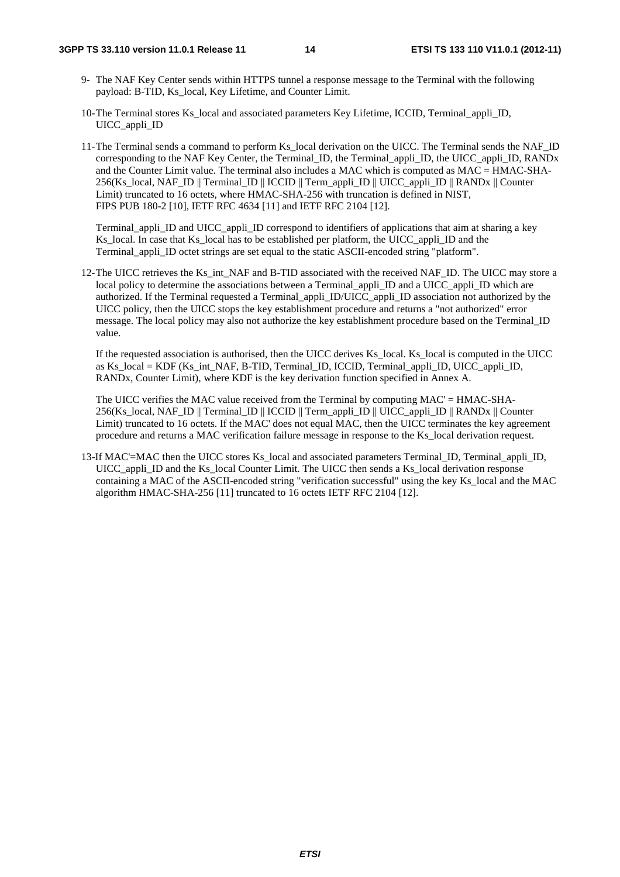9- The NAF Key Center sends within HTTPS tunnel a response message to the Terminal with the following payload: B-TID, Ks_local, Key Lifetime, and Counter Limit.

10- The Terminal stores Ks_local and associated parameters Key Lifetime, ICCID, Terminal_appli_ID, UICC_appli_ID

11- The Terminal sends a command to perform Ks_local derivation on the UICC. The Terminal sends the NAF_ID corresponding to the NAF Key Center, the Terminal_ID, the Terminal_appli_ID, the UICC_appli_ID, RANDx and the Counter Limit value. The terminal also includes a MAC which is computed as MAC = HMAC-SHA-256(Ks_local, NAF_ID || Terminal_ID || ICCID || Term_appli_ID || UICC_appli_ID || RANDx || Counter Limit) truncated to 16 octets, where HMAC-SHA-256 with truncation is defined in NIST, FIPS PUB 180-2 [10], IETF RFC 4634 [11] and IETF RFC 2104 [12].

    Terminal_appli_ID and UICC_appli_ID correspond to identifiers of applications that aim at sharing a key Ks_local. In case that Ks_local has to be established per platform, the UICC_appli_ID and the Terminal_appli_ID octet strings are set equal to the static ASCII-encoded string "platform".

12- The UICC retrieves the Ks_int_NAF and B-TID associated with the received NAF_ID. The UICC may store a local policy to determine the associations between a Terminal_appli_ID and a UICC_appli_ID which are authorized. If the Terminal requested a Terminal_appli_ID/UICC_appli_ID association not authorized by the UICC policy, then the UICC stops the key establishment procedure and returns a "not authorized" error message. The local policy may also not authorize the key establishment procedure based on the Terminal_ID value.

    If the requested association is authorised, then the UICC derives Ks_local. Ks_local is computed in the UICC as Ks_local = KDF (Ks_int_NAF, B-TID, Terminal_ID, ICCID, Terminal_appli_ID, UICC_appli_ID, RANDx, Counter Limit), where KDF is the key derivation function specified in Annex A.

    The UICC verifies the MAC value received from the Terminal by computing MAC' = HMAC-SHA-256(Ks_local, NAF_ID || Terminal_ID || ICCID || Term_appli_ID || UICC_appli_ID || RANDx || Counter Limit) truncated to 16 octets. If the MAC' does not equal MAC, then the UICC terminates the key agreement procedure and returns a MAC verification failure message in response to the Ks_local derivation request.

13- If MAC'=MAC then the UICC stores Ks_local and associated parameters Terminal_ID, Terminal_appli_ID, UICC_appli_ID and the Ks_local Counter Limit. The UICC then sends a Ks_local derivation response containing a MAC of the ASCII-encoded string "verification successful" using the key Ks_local and the MAC algorithm HMAC-SHA-256 [11] truncated to 16 octets IETF RFC 2104 [12].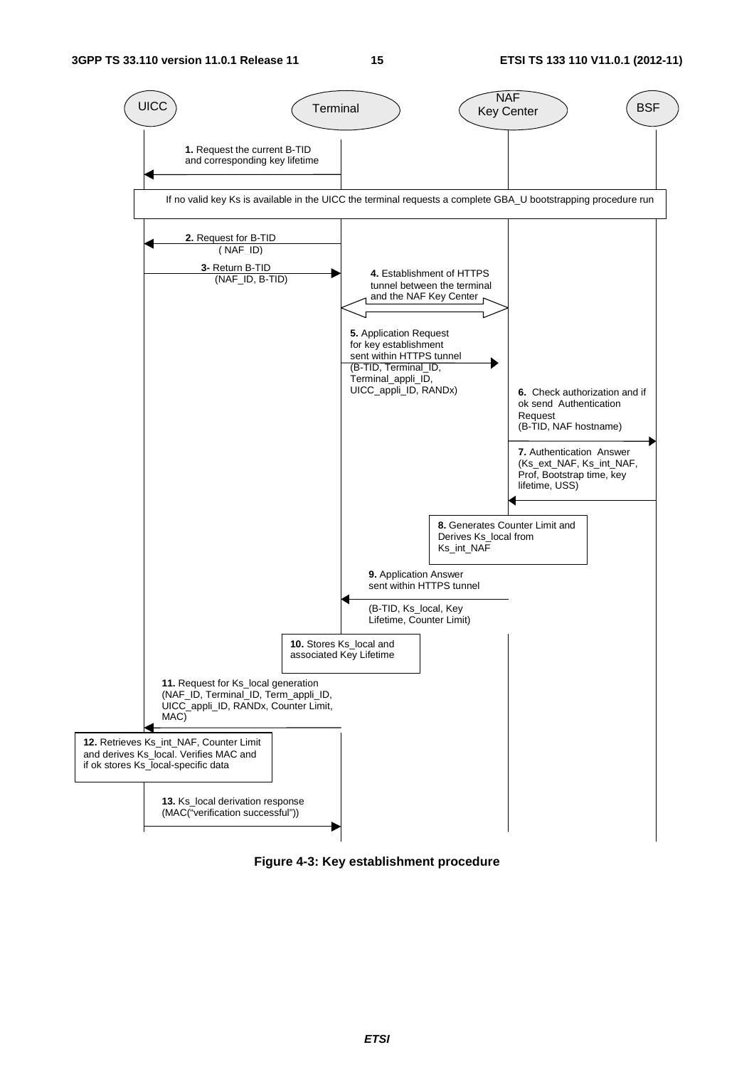UICC | Terminal | NAF Key Center | BSF

**1.** Request the current B-TID and corresponding key lifetime

If no valid key Ks is available in the UICC the terminal requests a complete GBA_U bootstrapping procedure run

**2.** Request for B-TID (NAF_ID)

**3-** Return B-TID (NAF_ID, B-TID)

**4.** Establishment of HTTPS tunnel between the terminal and the NAF Key Center

**5.** Application Request for key establishment sent within HTTPS tunnel (B-TID, Terminal_ID, Terminal_appli_ID, UICC_appli_ID, RANDx)

**6.** Check authorization and if ok send Authentication Request (B-TID, NAF hostname)

**7.** Authentication Answer (Ks_ext_NAF, Ks_int_NAF, Prof, Bootstrap time, key lifetime, USS)

**8.** Generates Counter Limit and Derives Ks_local from Ks_int_NAF

**9.** Application Answer sent within HTTPS tunnel (B-TID, Ks_local, Key Lifetime, Counter Limit)

**10.** Stores Ks_local and associated Key Lifetime

**11.** Request for Ks_local generation (NAF_ID, Terminal_ID, Term_appli_ID, UICC_appli_ID, RANDx, Counter Limit, MAC)

**12.** Retrieves Ks_int_NAF, Counter Limit and derives Ks_local. Verifies MAC and if ok stores Ks_local-specific data

**13.** Ks_local derivation response (MAC("verification successful"))

**Figure 4-3: Key establishment procedure**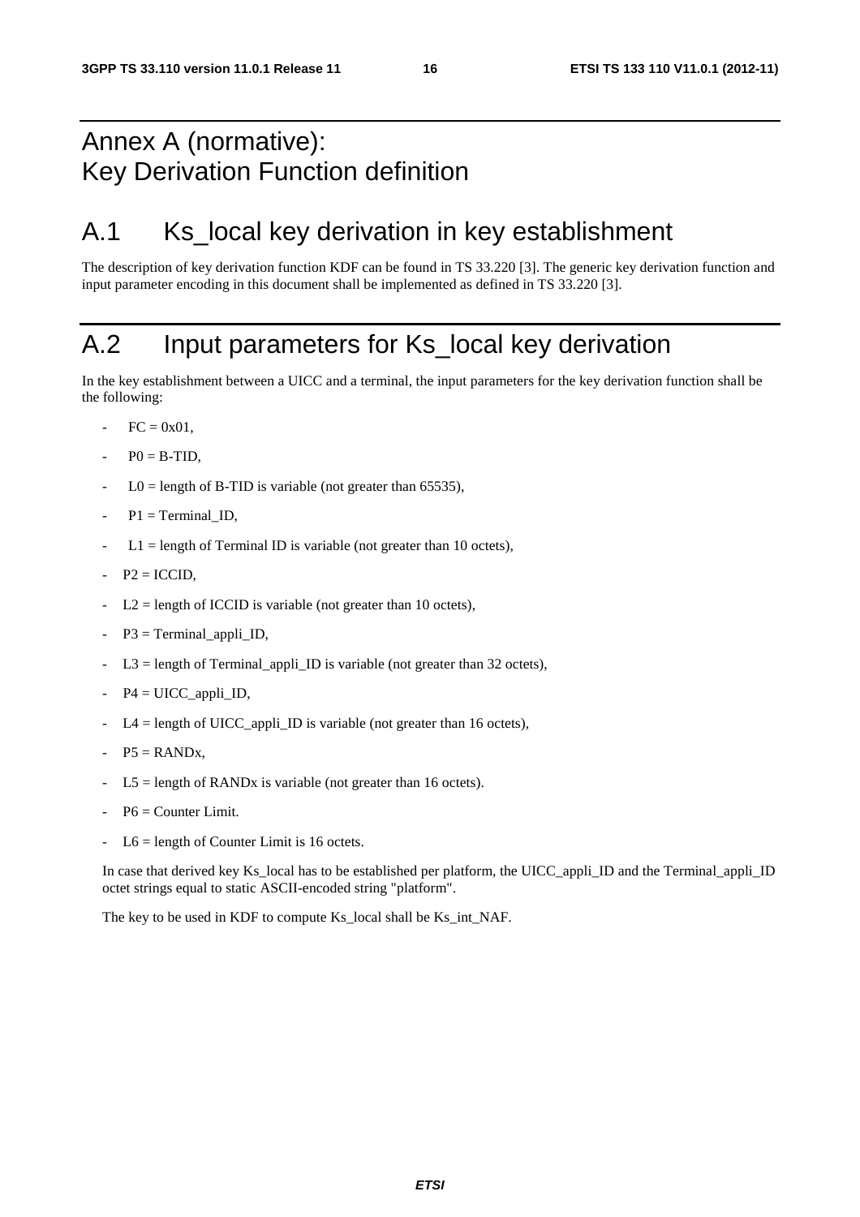# Annex A (normative): Key Derivation Function definition

## A.1 Ks_local key derivation in key establishment

The description of key derivation function KDF can be found in TS 33.220 [3]. The generic key derivation function and input parameter encoding in this document shall be implemented as defined in TS 33.220 [3].

## A.2 Input parameters for Ks_local key derivation

In the key establishment between a UICC and a terminal, the input parameters for the key derivation function shall be the following:

- FC = 0x01,
- P0 = B-TID,
- L0 = length of B-TID is variable (not greater than 65535),
- P1 = Terminal_ID,
- L1 = length of Terminal ID is variable (not greater than 10 octets),
- P2 = ICCID,
- L2 = length of ICCID is variable (not greater than 10 octets),
- P3 = Terminal_appli_ID,
- L3 = length of Terminal_appli_ID is variable (not greater than 32 octets),
- P4 = UICC_appli_ID,
- L4 = length of UICC_appli_ID is variable (not greater than 16 octets),
- P5 = RANDx,
- L5 = length of RANDx is variable (not greater than 16 octets).
- P6 = Counter Limit.
- L6 = length of Counter Limit is 16 octets.

In case that derived key Ks_local has to be established per platform, the UICC_appli_ID and the Terminal_appli_ID octet strings equal to static ASCII-encoded string "platform".

The key to be used in KDF to compute Ks_local shall be Ks_int_NAF.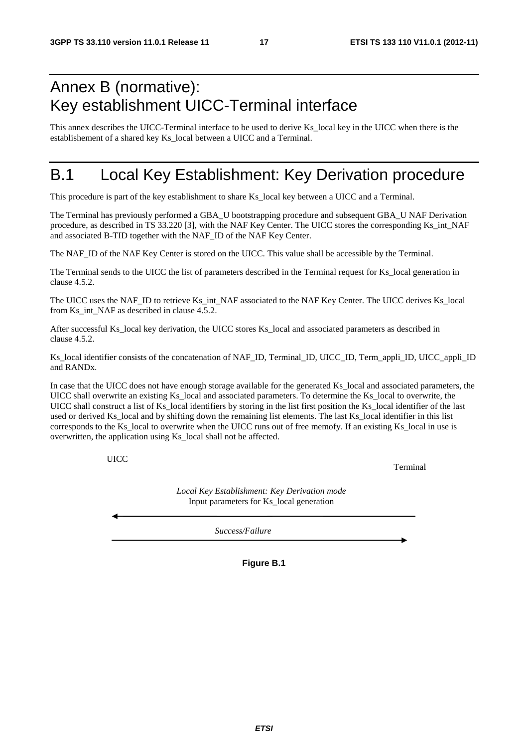# Annex B (normative): Key establishment UICC-Terminal interface

This annex describes the UICC-Terminal interface to be used to derive Ks_local key in the UICC when there is the establishement of a shared key Ks_local between a UICC and a Terminal.

# B.1 Local Key Establishment: Key Derivation procedure

This procedure is part of the key establishment to share Ks_local key between a UICC and a Terminal.

The Terminal has previously performed a GBA_U bootstrapping procedure and subsequent GBA_U NAF Derivation procedure, as described in TS 33.220 [3], with the NAF Key Center. The UICC stores the corresponding Ks_int_NAF and associated B-TID together with the NAF_ID of the NAF Key Center.

The NAF_ID of the NAF Key Center is stored on the UICC. This value shall be accessible by the Terminal.

The Terminal sends to the UICC the list of parameters described in the Terminal request for Ks_local generation in clause 4.5.2.

The UICC uses the NAF_ID to retrieve Ks_int_NAF associated to the NAF Key Center. The UICC derives Ks_local from Ks_int_NAF as described in clause 4.5.2.

After successful Ks_local key derivation, the UICC stores Ks_local and associated parameters as described in clause 4.5.2.

Ks_local identifier consists of the concatenation of NAF_ID, Terminal_ID, UICC_ID, Term_appli_ID, UICC_appli_ID and RANDx.

In case that the UICC does not have enough storage available for the generated Ks_local and associated parameters, the UICC shall overwrite an existing Ks_local and associated parameters. To determine the Ks_local to overwrite, the UICC shall construct a list of Ks_local identifiers by storing in the list first position the Ks_local identifier of the last used or derived Ks_local and by shifting down the remaining list elements. The last Ks_local identifier in this list corresponds to the Ks_local to overwrite when the UICC runs out of free memofy. If an existing Ks_local in use is overwritten, the application using Ks_local shall not be affected.

UICC | Terminal

*Local Key Establishment: Key Derivation mode*
Input parameters for Ks_local generation (Terminal → UICC)

*Success/Failure* (UICC → Terminal)

**Figure B.1**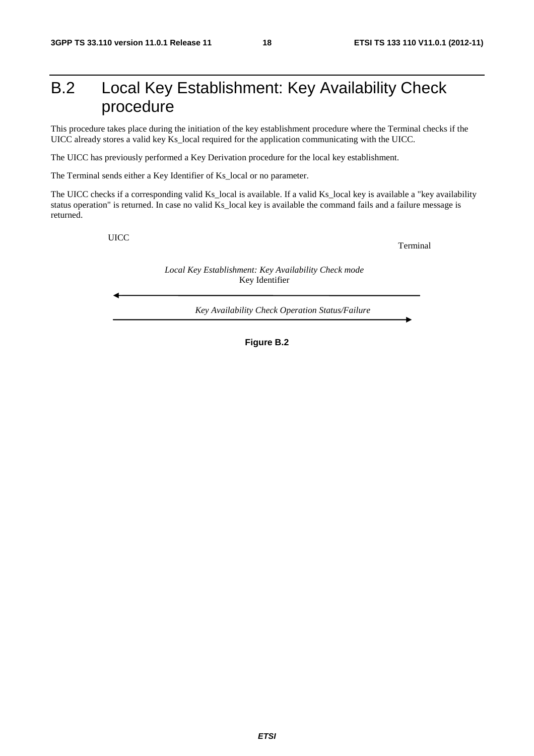# B.2 Local Key Establishment: Key Availability Check procedure

This procedure takes place during the initiation of the key establishment procedure where the Terminal checks if the UICC already stores a valid key Ks_local required for the application communicating with the UICC.

The UICC has previously performed a Key Derivation procedure for the local key establishment.

The Terminal sends either a Key Identifier of Ks_local or no parameter.

The UICC checks if a corresponding valid Ks_local is available. If a valid Ks_local key is available a "key availability status operation" is returned. In case no valid Ks_local key is available the command fails and a failure message is returned.

UICC | Terminal

*Local Key Establishment: Key Availability Check mode*
Key Identifier
(Terminal → UICC)

*Key Availability Check Operation Status/Failure*
(UICC → Terminal)

**Figure B.2**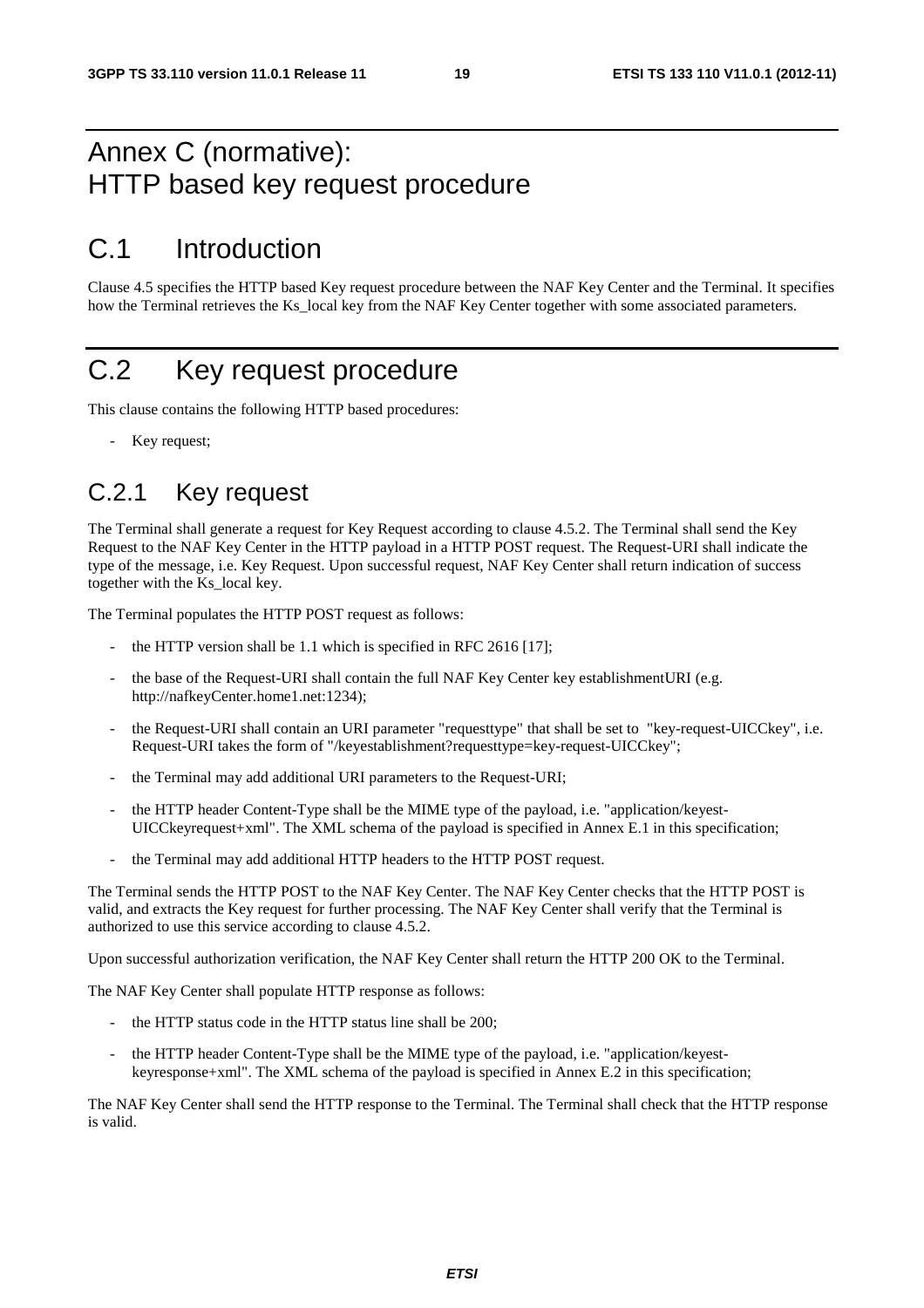# Annex C (normative): HTTP based key request procedure

## C.1 Introduction

Clause 4.5 specifies the HTTP based Key request procedure between the NAF Key Center and the Terminal. It specifies how the Terminal retrieves the Ks_local key from the NAF Key Center together with some associated parameters.

## C.2 Key request procedure

This clause contains the following HTTP based procedures:

- Key request;

### C.2.1 Key request

The Terminal shall generate a request for Key Request according to clause 4.5.2. The Terminal shall send the Key Request to the NAF Key Center in the HTTP payload in a HTTP POST request. The Request-URI shall indicate the type of the message, i.e. Key Request. Upon successful request, NAF Key Center shall return indication of success together with the Ks_local key.

The Terminal populates the HTTP POST request as follows:

- the HTTP version shall be 1.1 which is specified in RFC 2616 [17];
- the base of the Request-URI shall contain the full NAF Key Center key establishmentURI (e.g. http://nafkeyCenter.home1.net:1234);
- the Request-URI shall contain an URI parameter "requesttype" that shall be set to "key-request-UICCkey", i.e. Request-URI takes the form of "/keyestablishment?requesttype=key-request-UICCkey";
- the Terminal may add additional URI parameters to the Request-URI;
- the HTTP header Content-Type shall be the MIME type of the payload, i.e. "application/keyest-UICCkeyrequest+xml". The XML schema of the payload is specified in Annex E.1 in this specification;
- the Terminal may add additional HTTP headers to the HTTP POST request.

The Terminal sends the HTTP POST to the NAF Key Center. The NAF Key Center checks that the HTTP POST is valid, and extracts the Key request for further processing. The NAF Key Center shall verify that the Terminal is authorized to use this service according to clause 4.5.2.

Upon successful authorization verification, the NAF Key Center shall return the HTTP 200 OK to the Terminal.

The NAF Key Center shall populate HTTP response as follows:

- the HTTP status code in the HTTP status line shall be 200;
- the HTTP header Content-Type shall be the MIME type of the payload, i.e. "application/keyest-keyresponse+xml". The XML schema of the payload is specified in Annex E.2 in this specification;

The NAF Key Center shall send the HTTP response to the Terminal. The Terminal shall check that the HTTP response is valid.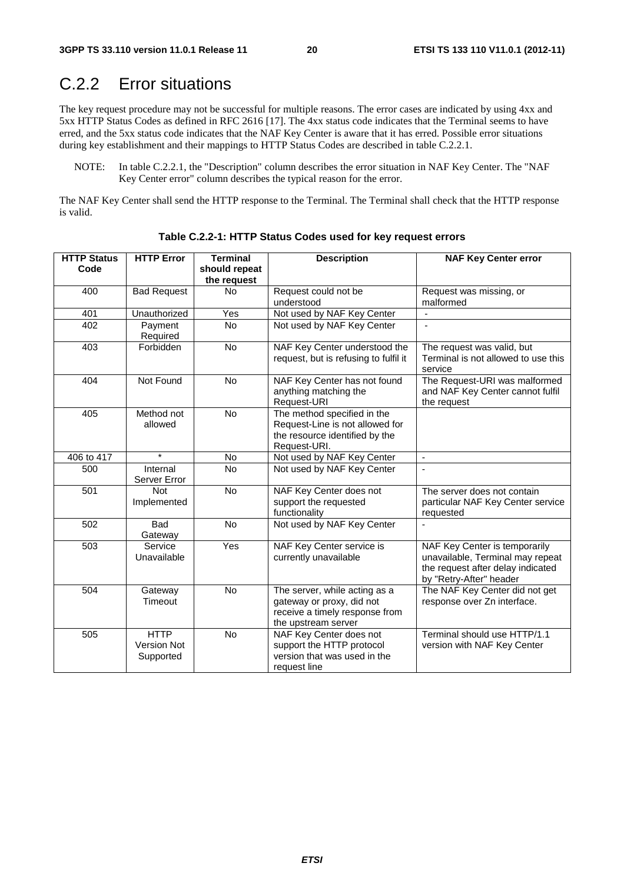# C.2.2 Error situations

The key request procedure may not be successful for multiple reasons. The error cases are indicated by using 4xx and 5xx HTTP Status Codes as defined in RFC 2616 [17]. The 4xx status code indicates that the Terminal seems to have erred, and the 5xx status code indicates that the NAF Key Center is aware that it has erred. Possible error situations during key establishment and their mappings to HTTP Status Codes are described in table C.2.2.1.

NOTE: In table C.2.2.1, the "Description" column describes the error situation in NAF Key Center. The "NAF Key Center error" column describes the typical reason for the error.

The NAF Key Center shall send the HTTP response to the Terminal. The Terminal shall check that the HTTP response is valid.

**Table C.2.2-1: HTTP Status Codes used for key request errors**

| HTTP Status Code | HTTP Error | Terminal should repeat the request | Description | NAF Key Center error |
|---|---|---|---|---|
| 400 | Bad Request | No | Request could not be understood | Request was missing, or malformed |
| 401 | Unauthorized | Yes | Not used by NAF Key Center | - |
| 402 | Payment Required | No | Not used by NAF Key Center | - |
| 403 | Forbidden | No | NAF Key Center understood the request, but is refusing to fulfil it | The request was valid, but Terminal is not allowed to use this service |
| 404 | Not Found | No | NAF Key Center has not found anything matching the Request-URI | The Request-URI was malformed and NAF Key Center cannot fulfil the request |
| 405 | Method not allowed | No | The method specified in the Request-Line is not allowed for the resource identified by the Request-URI. | |
| 406 to 417 | * | No | Not used by NAF Key Center | - |
| 500 | Internal Server Error | No | Not used by NAF Key Center | - |
| 501 | Not Implemented | No | NAF Key Center does not support the requested functionality | The server does not contain particular NAF Key Center service requested |
| 502 | Bad Gateway | No | Not used by NAF Key Center | - |
| 503 | Service Unavailable | Yes | NAF Key Center service is currently unavailable | NAF Key Center is temporarily unavailable, Terminal may repeat the request after delay indicated by "Retry-After" header |
| 504 | Gateway Timeout | No | The server, while acting as a gateway or proxy, did not receive a timely response from the upstream server | The NAF Key Center did not get response over Zn interface. |
| 505 | HTTP Version Not Supported | No | NAF Key Center does not support the HTTP protocol version that was used in the request line | Terminal should use HTTP/1.1 version with NAF Key Center |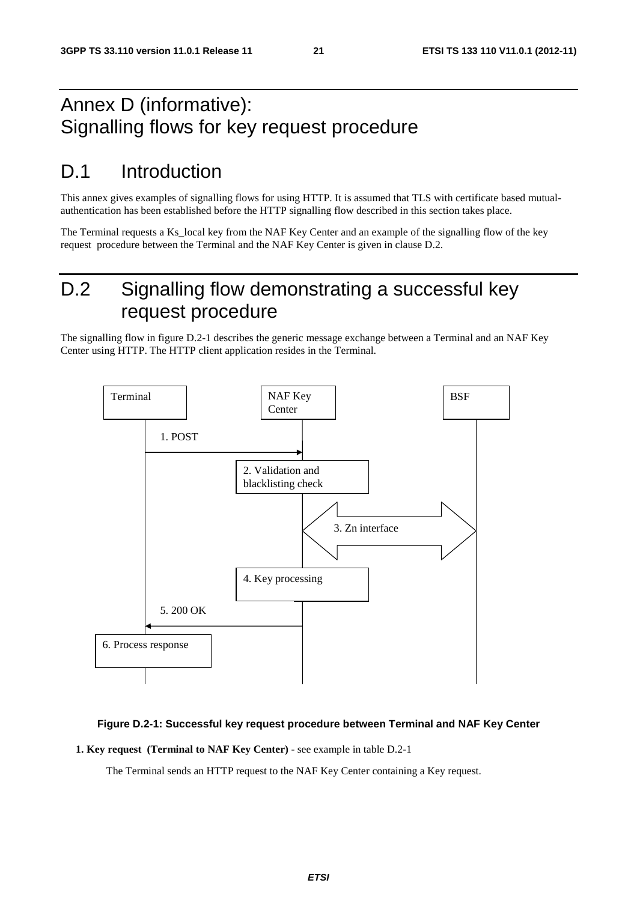# Annex D (informative): Signalling flows for key request procedure

# D.1 Introduction

This annex gives examples of signalling flows for using HTTP. It is assumed that TLS with certificate based mutual-authentication has been established before the HTTP signalling flow described in this section takes place.

The Terminal requests a Ks_local key from the NAF Key Center and an example of the signalling flow of the key request procedure between the Terminal and the NAF Key Center is given in clause D.2.

# D.2 Signalling flow demonstrating a successful key request procedure

The signalling flow in figure D.2-1 describes the generic message exchange between a Terminal and an NAF Key Center using HTTP. The HTTP client application resides in the Terminal.

Terminal | NAF Key Center | BSF

1. POST
2. Validation and blacklisting check
3. Zn interface
4. Key processing
5. 200 OK
6. Process response

**Figure D.2-1: Successful key request procedure between Terminal and NAF Key Center**

**1. Key request (Terminal to NAF Key Center)** - see example in table D.2-1

The Terminal sends an HTTP request to the NAF Key Center containing a Key request.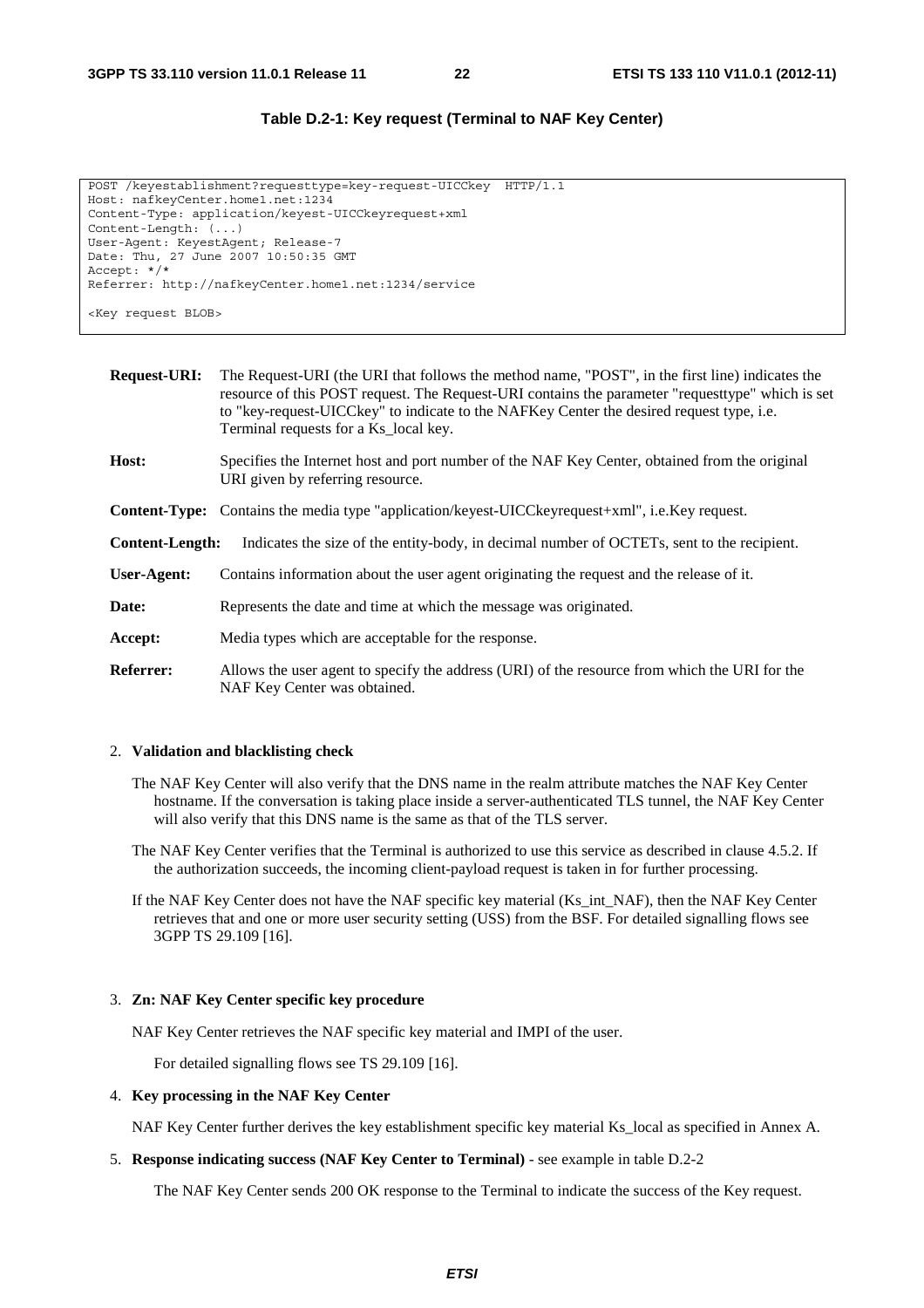**Table D.2-1: Key request (Terminal to NAF Key Center)**

```
POST /keyestablishment?requesttype=key-request-UICCkey  HTTP/1.1
Host: nafkeyCenter.home1.net:1234
Content-Type: application/keyest-UICCkeyrequest+xml
Content-Length: (...)
User-Agent: KeyestAgent; Release-7
Date: Thu, 27 June 2007 10:50:35 GMT
Accept: */*
Referrer: http://nafkeyCenter.home1.net:1234/service

<Key request BLOB>
```

**Request-URI:** The Request-URI (the URI that follows the method name, "POST", in the first line) indicates the resource of this POST request. The Request-URI contains the parameter "requesttype" which is set to "key-request-UICCkey" to indicate to the NAFKey Center the desired request type, i.e. Terminal requests for a Ks_local key.

**Host:** Specifies the Internet host and port number of the NAF Key Center, obtained from the original URI given by referring resource.

**Content-Type:** Contains the media type "application/keyest-UICCkeyrequest+xml", i.e.Key request.

**Content-Length:** Indicates the size of the entity-body, in decimal number of OCTETs, sent to the recipient.

**User-Agent:** Contains information about the user agent originating the request and the release of it.

**Date:** Represents the date and time at which the message was originated.

**Accept:** Media types which are acceptable for the response.

**Referrer:** Allows the user agent to specify the address (URI) of the resource from which the URI for the NAF Key Center was obtained.

2. **Validation and blacklisting check**

   The NAF Key Center will also verify that the DNS name in the realm attribute matches the NAF Key Center hostname. If the conversation is taking place inside a server-authenticated TLS tunnel, the NAF Key Center will also verify that this DNS name is the same as that of the TLS server.

   The NAF Key Center verifies that the Terminal is authorized to use this service as described in clause 4.5.2. If the authorization succeeds, the incoming client-payload request is taken in for further processing.

   If the NAF Key Center does not have the NAF specific key material (Ks_int_NAF), then the NAF Key Center retrieves that and one or more user security setting (USS) from the BSF. For detailed signalling flows see 3GPP TS 29.109 [16].

3. **Zn: NAF Key Center specific key procedure**

   NAF Key Center retrieves the NAF specific key material and IMPI of the user.

   For detailed signalling flows see TS 29.109 [16].

4. **Key processing in the NAF Key Center**

   NAF Key Center further derives the key establishment specific key material Ks_local as specified in Annex A.

5. **Response indicating success (NAF Key Center to Terminal)** - see example in table D.2-2

   The NAF Key Center sends 200 OK response to the Terminal to indicate the success of the Key request.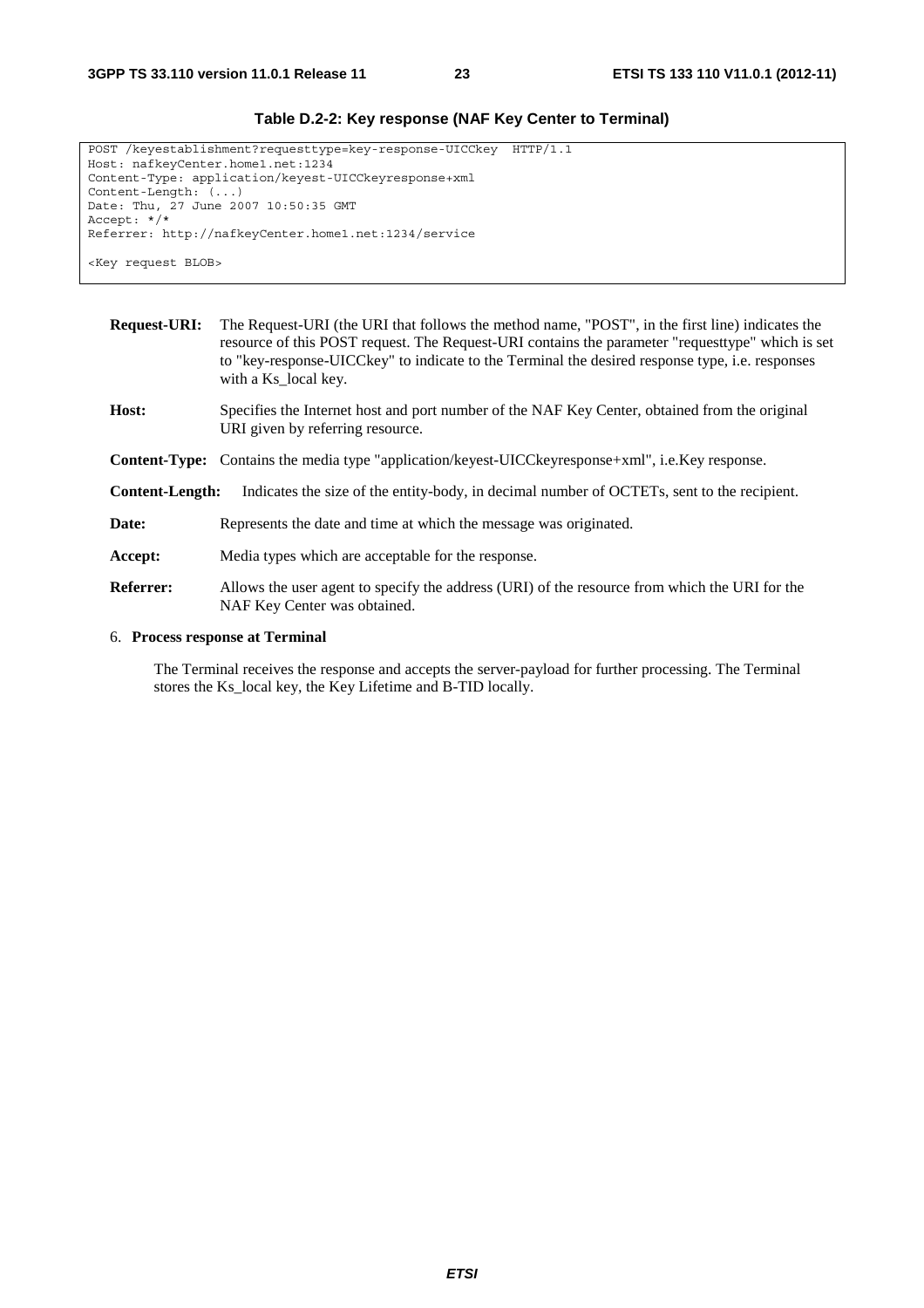**Table D.2-2: Key response (NAF Key Center to Terminal)**

```
POST /keyestablishment?requesttype=key-response-UICCkey  HTTP/1.1
Host: nafkeyCenter.home1.net:1234
Content-Type: application/keyest-UICCkeyresponse+xml
Content-Length: (...)
Date: Thu, 27 June 2007 10:50:35 GMT
Accept: */*
Referrer: http://nafkeyCenter.home1.net:1234/service

<Key request BLOB>
```

**Request-URI:** The Request-URI (the URI that follows the method name, "POST", in the first line) indicates the resource of this POST request. The Request-URI contains the parameter "requesttype" which is set to "key-response-UICCkey" to indicate to the Terminal the desired response type, i.e. responses with a Ks_local key.

**Host:** Specifies the Internet host and port number of the NAF Key Center, obtained from the original URI given by referring resource.

**Content-Type:** Contains the media type "application/keyest-UICCkeyresponse+xml", i.e.Key response.

**Content-Length:** Indicates the size of the entity-body, in decimal number of OCTETs, sent to the recipient.

**Date:** Represents the date and time at which the message was originated.

**Accept:** Media types which are acceptable for the response.

**Referrer:** Allows the user agent to specify the address (URI) of the resource from which the URI for the NAF Key Center was obtained.

6. **Process response at Terminal**

The Terminal receives the response and accepts the server-payload for further processing. The Terminal stores the Ks_local key, the Key Lifetime and B-TID locally.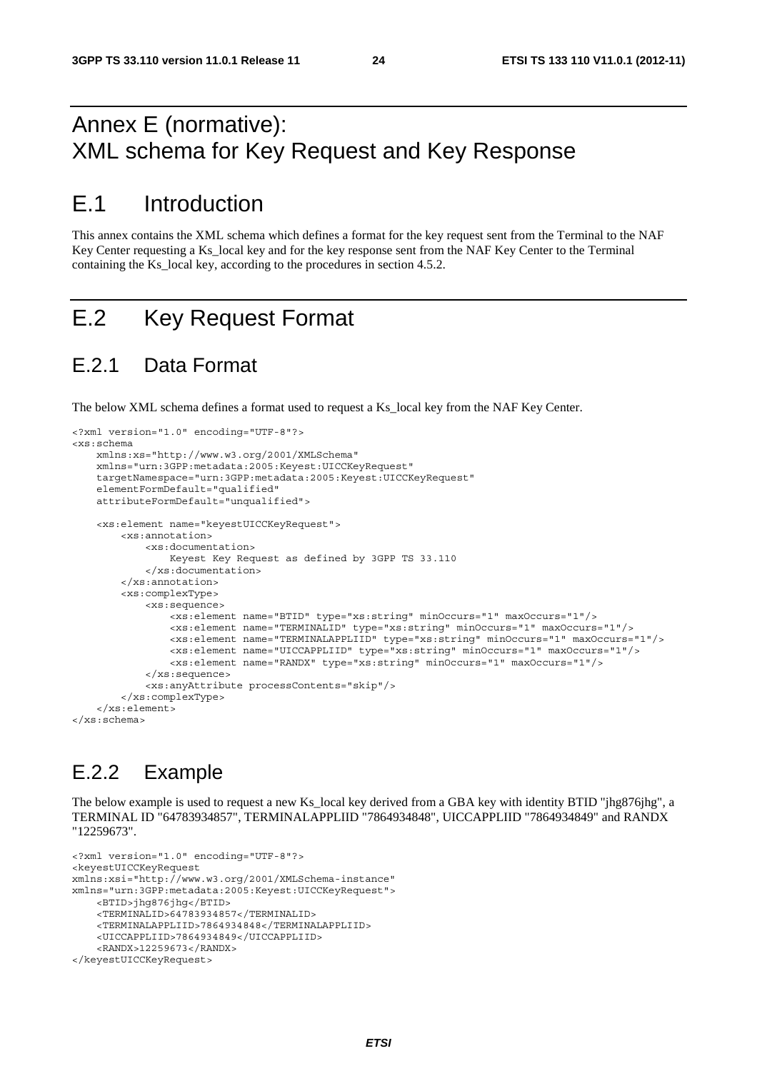# Annex E (normative): XML schema for Key Request and Key Response

# E.1 Introduction

This annex contains the XML schema which defines a format for the key request sent from the Terminal to the NAF Key Center requesting a Ks_local key and for the key response sent from the NAF Key Center to the Terminal containing the Ks_local key, according to the procedures in section 4.5.2.

# E.2 Key Request Format

## E.2.1 Data Format

The below XML schema defines a format used to request a Ks_local key from the NAF Key Center.

```
<?xml version="1.0" encoding="UTF-8"?>
<xs:schema
    xmlns:xs="http://www.w3.org/2001/XMLSchema"
    xmlns="urn:3GPP:metadata:2005:Keyest:UICCKeyRequest"
    targetNamespace="urn:3GPP:metadata:2005:Keyest:UICCKeyRequest"
    elementFormDefault="qualified"
    attributeFormDefault="unqualified">

    <xs:element name="keyestUICCKeyRequest">
        <xs:annotation>
            <xs:documentation>
                Keyest Key Request as defined by 3GPP TS 33.110
            </xs:documentation>
        </xs:annotation>
        <xs:complexType>
            <xs:sequence>
                <xs:element name="BTID" type="xs:string" minOccurs="1" maxOccurs="1"/>
                <xs:element name="TERMINALID" type="xs:string" minOccurs="1" maxOccurs="1"/>
                <xs:element name="TERMINALAPPLIID" type="xs:string" minOccurs="1" maxOccurs="1"/>
                <xs:element name="UICCAPPLIID" type="xs:string" minOccurs="1" maxOccurs="1"/>
                <xs:element name="RANDX" type="xs:string" minOccurs="1" maxOccurs="1"/>
            </xs:sequence>
            <xs:anyAttribute processContents="skip"/>
        </xs:complexType>
    </xs:element>
</xs:schema>
```

## E.2.2 Example

The below example is used to request a new Ks_local key derived from a GBA key with identity BTID "jhg876jhg", a TERMINAL ID "64783934857", TERMINALAPPLIID "7864934848", UICCAPPLIID "7864934849" and RANDX "12259673".

```
<?xml version="1.0" encoding="UTF-8"?>
<keyestUICCKeyRequest
xmlns:xsi="http://www.w3.org/2001/XMLSchema-instance"
xmlns="urn:3GPP:metadata:2005:Keyest:UICCKeyRequest">
    <BTID>jhg876jhg</BTID>
    <TERMINALID>64783934857</TERMINALID>
    <TERMINALAPPLIID>7864934848</TERMINALAPPLIID>
    <UICCAPPLIID>7864934849</UICCAPPLIID>
    <RANDX>12259673</RANDX>
</keyestUICCKeyRequest>
```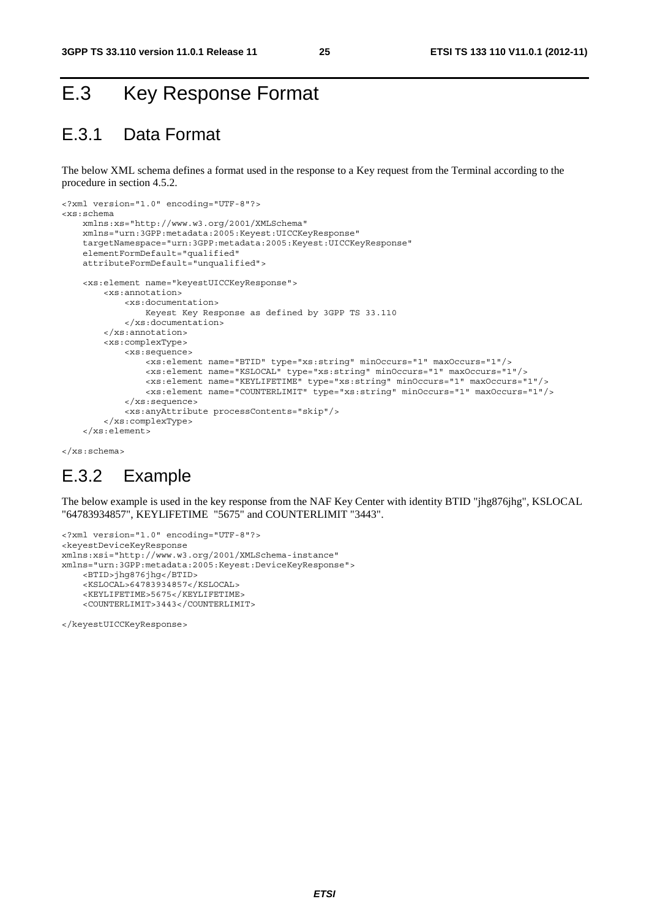# E.3 Key Response Format

## E.3.1 Data Format

The below XML schema defines a format used in the response to a Key request from the Terminal according to the procedure in section 4.5.2.

```
<?xml version="1.0" encoding="UTF-8"?>
<xs:schema
    xmlns:xs="http://www.w3.org/2001/XMLSchema"
    xmlns="urn:3GPP:metadata:2005:Keyest:UICCKeyResponse"
    targetNamespace="urn:3GPP:metadata:2005:Keyest:UICCKeyResponse"
    elementFormDefault="qualified"
    attributeFormDefault="unqualified">

    <xs:element name="keyestUICCKeyResponse">
        <xs:annotation>
            <xs:documentation>
                Keyest Key Response as defined by 3GPP TS 33.110
            </xs:documentation>
        </xs:annotation>
        <xs:complexType>
            <xs:sequence>
                <xs:element name="BTID" type="xs:string" minOccurs="1" maxOccurs="1"/>
                <xs:element name="KSLOCAL" type="xs:string" minOccurs="1" maxOccurs="1"/>
                <xs:element name="KEYLIFETIME" type="xs:string" minOccurs="1" maxOccurs="1"/>
                <xs:element name="COUNTERLIMIT" type="xs:string" minOccurs="1" maxOccurs="1"/>
            </xs:sequence>
            <xs:anyAttribute processContents="skip"/>
        </xs:complexType>
    </xs:element>

</xs:schema>
```

## E.3.2 Example

The below example is used in the key response from the NAF Key Center with identity BTID "jhg876jhg", KSLOCAL "64783934857", KEYLIFETIME "5675" and COUNTERLIMIT "3443".

```
<?xml version="1.0" encoding="UTF-8"?>
<keyestDeviceKeyResponse
xmlns:xsi="http://www.w3.org/2001/XMLSchema-instance"
xmlns="urn:3GPP:metadata:2005:Keyest:DeviceKeyResponse">
    <BTID>jhg876jhg</BTID>
    <KSLOCAL>64783934857</KSLOCAL>
    <KEYLIFETIME>5675</KEYLIFETIME>
    <COUNTERLIMIT>3443</COUNTERLIMIT>

</keyestUICCKeyResponse>
```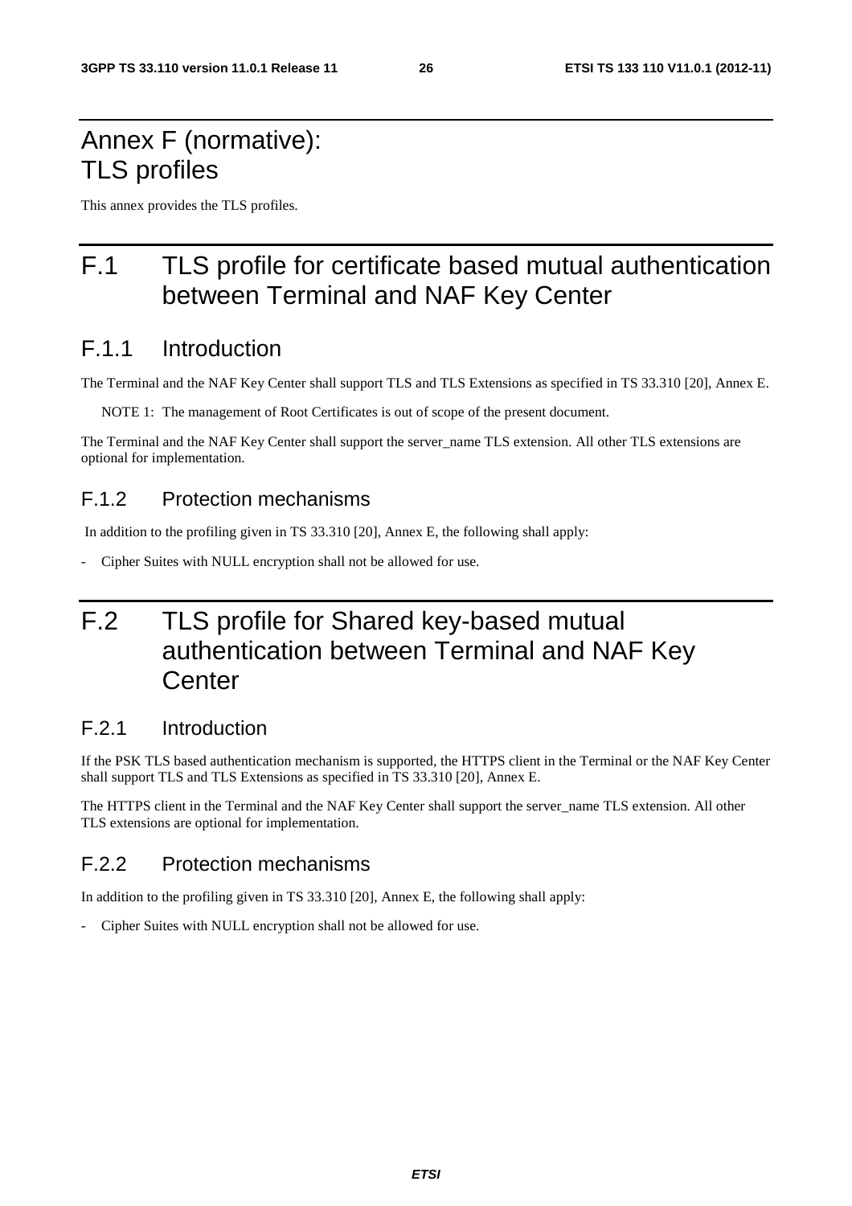# Annex F (normative): TLS profiles

This annex provides the TLS profiles.

# F.1 TLS profile for certificate based mutual authentication between Terminal and NAF Key Center

## F.1.1 Introduction

The Terminal and the NAF Key Center shall support TLS and TLS Extensions as specified in TS 33.310 [20], Annex E.

NOTE 1: The management of Root Certificates is out of scope of the present document.

The Terminal and the NAF Key Center shall support the server_name TLS extension. All other TLS extensions are optional for implementation.

## F.1.2 Protection mechanisms

In addition to the profiling given in TS 33.310 [20], Annex E, the following shall apply:

- Cipher Suites with NULL encryption shall not be allowed for use.

# F.2 TLS profile for Shared key-based mutual authentication between Terminal and NAF Key Center

## F.2.1 Introduction

If the PSK TLS based authentication mechanism is supported, the HTTPS client in the Terminal or the NAF Key Center shall support TLS and TLS Extensions as specified in TS 33.310 [20], Annex E.

The HTTPS client in the Terminal and the NAF Key Center shall support the server_name TLS extension. All other TLS extensions are optional for implementation.

## F.2.2 Protection mechanisms

In addition to the profiling given in TS 33.310 [20], Annex E, the following shall apply:

- Cipher Suites with NULL encryption shall not be allowed for use.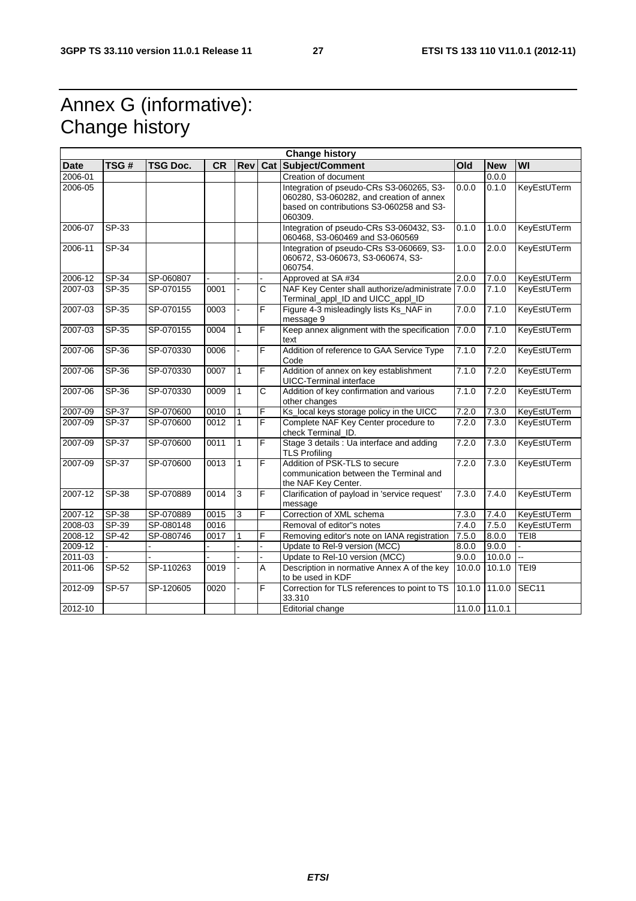# Annex G (informative): Change history

| Change history | | | | | | | | | |
|---|---|---|---|---|---|---|---|---|---|
| **Date** | **TSG #** | **TSG Doc.** | **CR** | **Rev** | **Cat** | **Subject/Comment** | **Old** | **New** | **WI** |
| 2006-01 | | | | | | Creation of document | | 0.0.0 | |
| 2006-05 | | | | | | Integration of pseudo-CRs S3-060265, S3-060280, S3-060282, and creation of annex based on contributions S3-060258 and S3-060309. | 0.0.0 | 0.1.0 | KeyEstUTerm |
| 2006-07 | SP-33 | | | | | Integration of pseudo-CRs S3-060432, S3-060468, S3-060469 and S3-060569 | 0.1.0 | 1.0.0 | KeyEstUTerm |
| 2006-11 | SP-34 | | | | | Integration of pseudo-CRs S3-060669, S3-060672, S3-060673, S3-060674, S3-060754. | 1.0.0 | 2.0.0 | KeyEstUTerm |
| 2006-12 | SP-34 | SP-060807 | - | - | - | Approved at SA #34 | 2.0.0 | 7.0.0 | KeyEstUTerm |
| 2007-03 | SP-35 | SP-070155 | 0001 | - | C | NAF Key Center shall authorize/administrate Terminal_appl_ID and UICC_appl_ID | 7.0.0 | 7.1.0 | KeyEstUTerm |
| 2007-03 | SP-35 | SP-070155 | 0003 | - | F | Figure 4-3 misleadingly lists Ks_NAF in message 9 | 7.0.0 | 7.1.0 | KeyEstUTerm |
| 2007-03 | SP-35 | SP-070155 | 0004 | 1 | F | Keep annex alignment with the specification text | 7.0.0 | 7.1.0 | KeyEstUTerm |
| 2007-06 | SP-36 | SP-070330 | 0006 | - | F | Addition of reference to GAA Service Type Code | 7.1.0 | 7.2.0 | KeyEstUTerm |
| 2007-06 | SP-36 | SP-070330 | 0007 | 1 | F | Addition of annex on key establishment UICC-Terminal interface | 7.1.0 | 7.2.0 | KeyEstUTerm |
| 2007-06 | SP-36 | SP-070330 | 0009 | 1 | C | Addition of key confirmation and various other changes | 7.1.0 | 7.2.0 | KeyEstUTerm |
| 2007-09 | SP-37 | SP-070600 | 0010 | 1 | F | Ks_local keys storage policy in the UICC | 7.2.0 | 7.3.0 | KeyEstUTerm |
| 2007-09 | SP-37 | SP-070600 | 0012 | 1 | F | Complete NAF Key Center procedure to check Terminal_ID. | 7.2.0 | 7.3.0 | KeyEstUTerm |
| 2007-09 | SP-37 | SP-070600 | 0011 | 1 | F | Stage 3 details : Ua interface and adding TLS Profiling | 7.2.0 | 7.3.0 | KeyEstUTerm |
| 2007-09 | SP-37 | SP-070600 | 0013 | 1 | F | Addition of PSK-TLS to secure communication between the Terminal and the NAF Key Center. | 7.2.0 | 7.3.0 | KeyEstUTerm |
| 2007-12 | SP-38 | SP-070889 | 0014 | 3 | F | Clarification of payload in 'service request' message | 7.3.0 | 7.4.0 | KeyEstUTerm |
| 2007-12 | SP-38 | SP-070889 | 0015 | 3 | F | Correction of XML schema | 7.3.0 | 7.4.0 | KeyEstUTerm |
| 2008-03 | SP-39 | SP-080148 | 0016 | | | Removal of editor"s notes | 7.4.0 | 7.5.0 | KeyEstUTerm |
| 2008-12 | SP-42 | SP-080746 | 0017 | 1 | F | Removing editor's note on IANA registration | 7.5.0 | 8.0.0 | TEI8 |
| 2009-12 | - | - | - | - | - | Update to Rel-9 version (MCC) | 8.0.0 | 9.0.0 | - |
| 2011-03 | - | - | - | - | - | Update to Rel-10 version (MCC) | 9.0.0 | 10.0.0 | -- |
| 2011-06 | SP-52 | SP-110263 | 0019 | - | A | Description in normative Annex A of the key to be used in KDF | 10.0.0 | 10.1.0 | TEI9 |
| 2012-09 | SP-57 | SP-120605 | 0020 | - | F | Correction for TLS references to point to TS 33.310 | 10.1.0 | 11.0.0 | SEC11 |
| 2012-10 | | | | | | Editorial change | 11.0.0 | 11.0.1 | |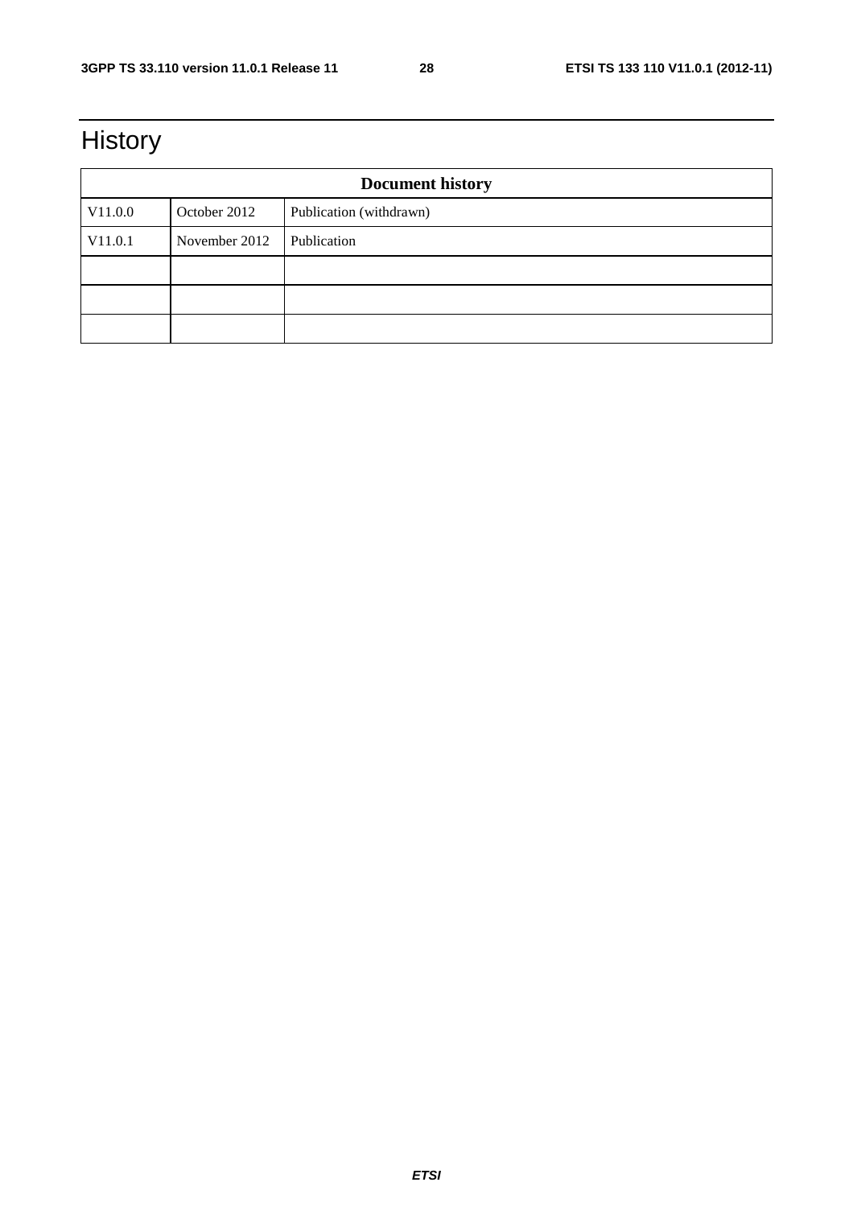# History

| Document history | | |
|---|---|---|
| V11.0.0 | October 2012 | Publication (withdrawn) |
| V11.0.1 | November 2012 | Publication |
| | | |
| | | |
| | | |